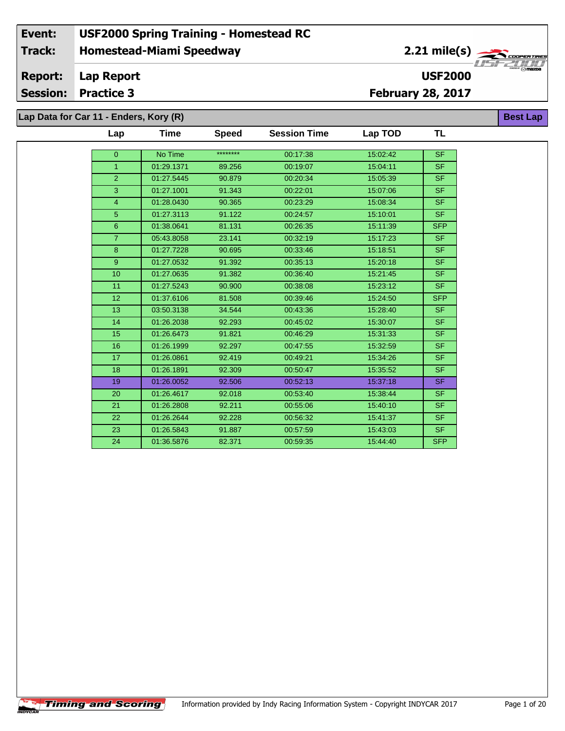| Event: | USF2000 Spring Training - Homestead RC | |
|---|---|---|
| Track: | Homestead-Miami Speedway | 2.21 mile(s) |
| Report: | Lap Report | USF2000 |
| Session: | Practice 3 | February 28, 2017 |

## Lap Data for Car 11 - Enders, Kory (R)

Best Lap

| Lap | Time | Speed | Session Time | Lap TOD | TL |
|---|---|---|---|---|---|
| 0 | No Time | ******** | 00:17:38 | 15:02:42 | SF |
| 1 | 01:29.1371 | 89.256 | 00:19:07 | 15:04:11 | SF |
| 2 | 01:27.5445 | 90.879 | 00:20:34 | 15:05:39 | SF |
| 3 | 01:27.1001 | 91.343 | 00:22:01 | 15:07:06 | SF |
| 4 | 01:28.0430 | 90.365 | 00:23:29 | 15:08:34 | SF |
| 5 | 01:27.3113 | 91.122 | 00:24:57 | 15:10:01 | SF |
| 6 | 01:38.0641 | 81.131 | 00:26:35 | 15:11:39 | SFP |
| 7 | 05:43.8058 | 23.141 | 00:32:19 | 15:17:23 | SF |
| 8 | 01:27.7228 | 90.695 | 00:33:46 | 15:18:51 | SF |
| 9 | 01:27.0532 | 91.392 | 00:35:13 | 15:20:18 | SF |
| 10 | 01:27.0635 | 91.382 | 00:36:40 | 15:21:45 | SF |
| 11 | 01:27.5243 | 90.900 | 00:38:08 | 15:23:12 | SF |
| 12 | 01:37.6106 | 81.508 | 00:39:46 | 15:24:50 | SFP |
| 13 | 03:50.3138 | 34.544 | 00:43:36 | 15:28:40 | SF |
| 14 | 01:26.2038 | 92.293 | 00:45:02 | 15:30:07 | SF |
| 15 | 01:26.6473 | 91.821 | 00:46:29 | 15:31:33 | SF |
| 16 | 01:26.1999 | 92.297 | 00:47:55 | 15:32:59 | SF |
| 17 | 01:26.0861 | 92.419 | 00:49:21 | 15:34:26 | SF |
| 18 | 01:26.1891 | 92.309 | 00:50:47 | 15:35:52 | SF |
| 19 | 01:26.0052 | 92.506 | 00:52:13 | 15:37:18 | SF |
| 20 | 01:26.4617 | 92.018 | 00:53:40 | 15:38:44 | SF |
| 21 | 01:26.2808 | 92.211 | 00:55:06 | 15:40:10 | SF |
| 22 | 01:26.2644 | 92.228 | 00:56:32 | 15:41:37 | SF |
| 23 | 01:26.5843 | 91.887 | 00:57:59 | 15:43:03 | SF |
| 24 | 01:36.5876 | 82.371 | 00:59:35 | 15:44:40 | SFP |

Timing and Scoring — Information provided by Indy Racing Information System - Copyright INDYCAR 2017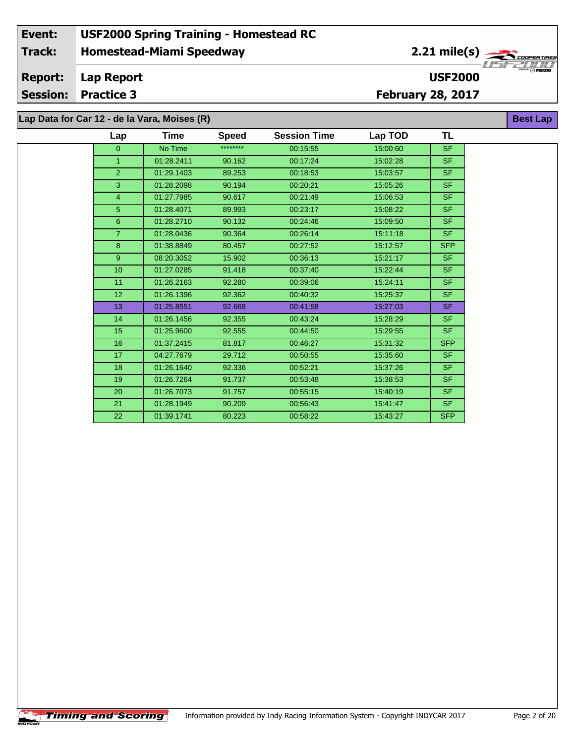| Event: | USF2000 Spring Training - Homestead RC | |
|---|---|---|
| Track: | Homestead-Miami Speedway | 2.21 mile(s) |
| Report: | Lap Report | USF2000 |
| Session: | Practice 3 | February 28, 2017 |

## Lap Data for Car 12 - de la Vara, Moises (R)

Best Lap

| Lap | Time | Speed | Session Time | Lap TOD | TL |
|---|---|---|---|---|---|
| 0 | No Time | ******** | 00:15:55 | 15:00:60 | SF |
| 1 | 01:28.2411 | 90.162 | 00:17:24 | 15:02:28 | SF |
| 2 | 01:29.1403 | 89.253 | 00:18:53 | 15:03:57 | SF |
| 3 | 01:28.2098 | 90.194 | 00:20:21 | 15:05:26 | SF |
| 4 | 01:27.7985 | 90.617 | 00:21:49 | 15:06:53 | SF |
| 5 | 01:28.4071 | 89.993 | 00:23:17 | 15:08:22 | SF |
| 6 | 01:28.2710 | 90.132 | 00:24:46 | 15:09:50 | SF |
| 7 | 01:28.0436 | 90.364 | 00:26:14 | 15:11:18 | SF |
| 8 | 01:38.8849 | 80.457 | 00:27:52 | 15:12:57 | SFP |
| 9 | 08:20.3052 | 15.902 | 00:36:13 | 15:21:17 | SF |
| 10 | 01:27.0285 | 91.418 | 00:37:40 | 15:22:44 | SF |
| 11 | 01:26.2163 | 92.280 | 00:39:06 | 15:24:11 | SF |
| 12 | 01:26.1396 | 92.362 | 00:40:32 | 15:25:37 | SF |
| 13 | 01:25.8551 | 92.668 | 00:41:58 | 15:27:03 | SF |
| 14 | 01:26.1456 | 92.355 | 00:43:24 | 15:28:29 | SF |
| 15 | 01:25.9600 | 92.555 | 00:44:50 | 15:29:55 | SF |
| 16 | 01:37.2415 | 81.817 | 00:46:27 | 15:31:32 | SFP |
| 17 | 04:27.7679 | 29.712 | 00:50:55 | 15:35:60 | SF |
| 18 | 01:26.1640 | 92.336 | 00:52:21 | 15:37:26 | SF |
| 19 | 01:26.7264 | 91.737 | 00:53:48 | 15:38:53 | SF |
| 20 | 01:26.7073 | 91.757 | 00:55:15 | 15:40:19 | SF |
| 21 | 01:28.1949 | 90.209 | 00:56:43 | 15:41:47 | SF |
| 22 | 01:39.1741 | 80.223 | 00:58:22 | 15:43:27 | SFP |

Information provided by Indy Racing Information System - Copyright INDYCAR 2017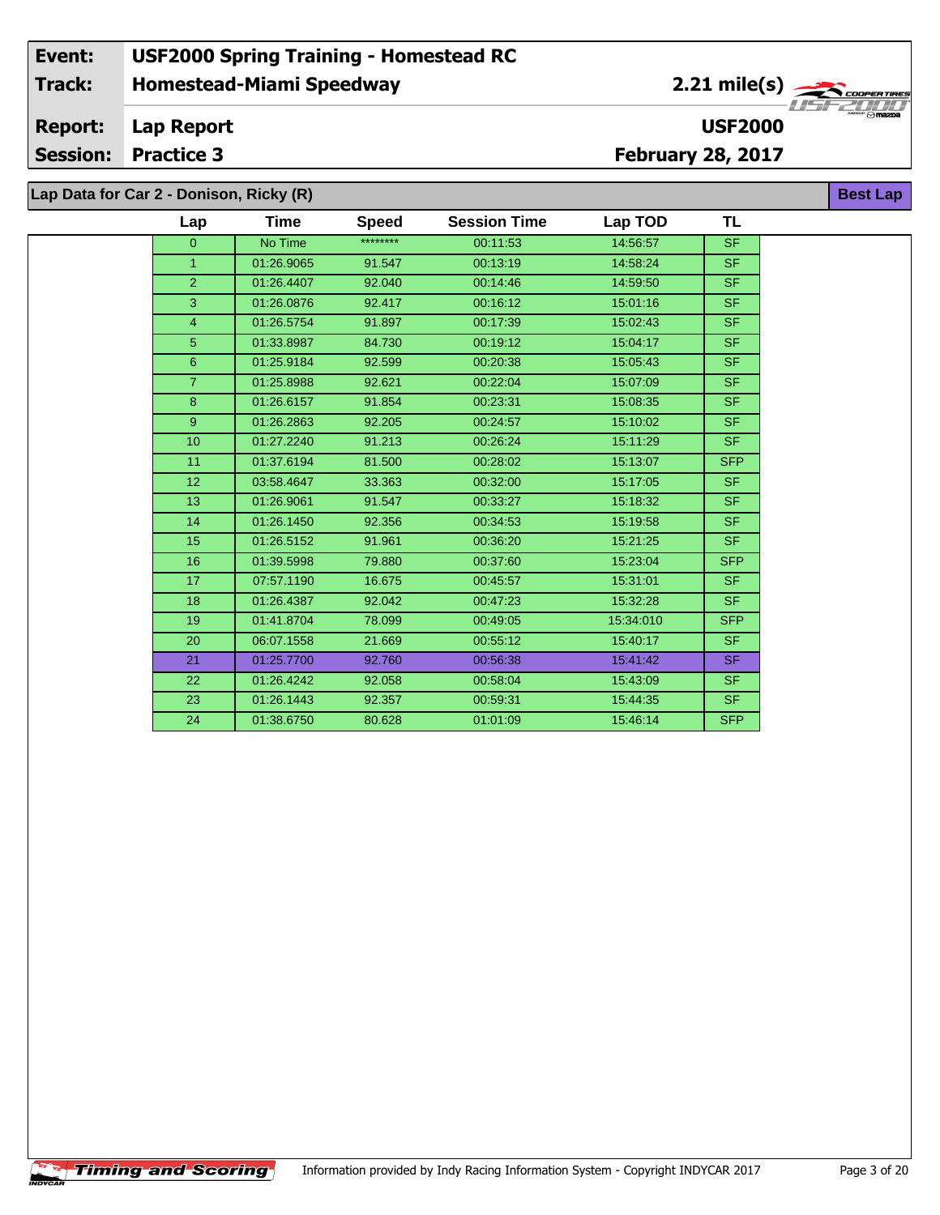| Event: | USF2000 Spring Training - Homestead RC | |
|---|---|---|
| Track: | Homestead-Miami Speedway | 2.21 mile(s) |
| Report: | Lap Report | USF2000 |
| Session: | Practice 3 | February 28, 2017 |

## Lap Data for Car 2 - Donison, Ricky (R)

**Best Lap**

| Lap | Time | Speed | Session Time | Lap TOD | TL |
|---|---|---|---|---|---|
| 0 | No Time | ******** | 00:11:53 | 14:56:57 | SF |
| 1 | 01:26.9065 | 91.547 | 00:13:19 | 14:58:24 | SF |
| 2 | 01:26.4407 | 92.040 | 00:14:46 | 14:59:50 | SF |
| 3 | 01:26.0876 | 92.417 | 00:16:12 | 15:01:16 | SF |
| 4 | 01:26.5754 | 91.897 | 00:17:39 | 15:02:43 | SF |
| 5 | 01:33.8987 | 84.730 | 00:19:12 | 15:04:17 | SF |
| 6 | 01:25.9184 | 92.599 | 00:20:38 | 15:05:43 | SF |
| 7 | 01:25.8988 | 92.621 | 00:22:04 | 15:07:09 | SF |
| 8 | 01:26.6157 | 91.854 | 00:23:31 | 15:08:35 | SF |
| 9 | 01:26.2863 | 92.205 | 00:24:57 | 15:10:02 | SF |
| 10 | 01:27.2240 | 91.213 | 00:26:24 | 15:11:29 | SF |
| 11 | 01:37.6194 | 81.500 | 00:28:02 | 15:13:07 | SFP |
| 12 | 03:58.4647 | 33.363 | 00:32:00 | 15:17:05 | SF |
| 13 | 01:26.9061 | 91.547 | 00:33:27 | 15:18:32 | SF |
| 14 | 01:26.1450 | 92.356 | 00:34:53 | 15:19:58 | SF |
| 15 | 01:26.5152 | 91.961 | 00:36:20 | 15:21:25 | SF |
| 16 | 01:39.5998 | 79.880 | 00:37:60 | 15:23:04 | SFP |
| 17 | 07:57.1190 | 16.675 | 00:45:57 | 15:31:01 | SF |
| 18 | 01:26.4387 | 92.042 | 00:47:23 | 15:32:28 | SF |
| 19 | 01:41.8704 | 78.099 | 00:49:05 | 15:34:010 | SFP |
| 20 | 06:07.1558 | 21.669 | 00:55:12 | 15:40:17 | SF |
| 21 | 01:25.7700 | 92.760 | 00:56:38 | 15:41:42 | SF |
| 22 | 01:26.4242 | 92.058 | 00:58:04 | 15:43:09 | SF |
| 23 | 01:26.1443 | 92.357 | 00:59:31 | 15:44:35 | SF |
| 24 | 01:38.6750 | 80.628 | 01:01:09 | 15:46:14 | SFP |

Information provided by Indy Racing Information System - Copyright INDYCAR 2017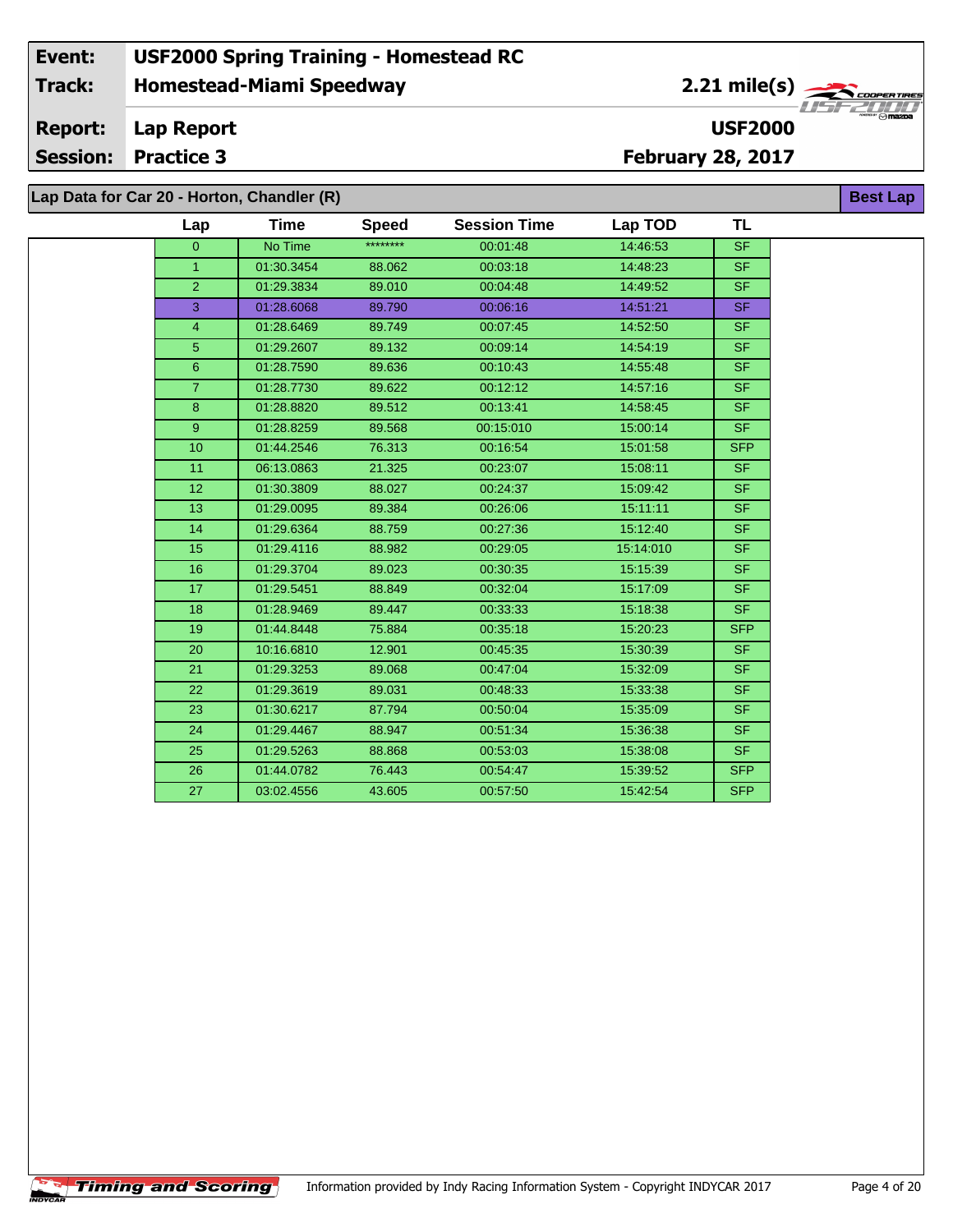| Event: | USF2000 Spring Training - Homestead RC | |
|---|---|---|
| Track: | Homestead-Miami Speedway | 2.21 mile(s) |
| Report: | Lap Report | USF2000 |
| Session: | Practice 3 | February 28, 2017 |

## Lap Data for Car 20 - Horton, Chandler (R)

**Best Lap**

| Lap | Time | Speed | Session Time | Lap TOD | TL |
|---|---|---|---|---|---|
| 0 | No Time | ******** | 00:01:48 | 14:46:53 | SF |
| 1 | 01:30.3454 | 88.062 | 00:03:18 | 14:48:23 | SF |
| 2 | 01:29.3834 | 89.010 | 00:04:48 | 14:49:52 | SF |
| 3 | 01:28.6068 | 89.790 | 00:06:16 | 14:51:21 | SF |
| 4 | 01:28.6469 | 89.749 | 00:07:45 | 14:52:50 | SF |
| 5 | 01:29.2607 | 89.132 | 00:09:14 | 14:54:19 | SF |
| 6 | 01:28.7590 | 89.636 | 00:10:43 | 14:55:48 | SF |
| 7 | 01:28.7730 | 89.622 | 00:12:12 | 14:57:16 | SF |
| 8 | 01:28.8820 | 89.512 | 00:13:41 | 14:58:45 | SF |
| 9 | 01:28.8259 | 89.568 | 00:15:010 | 15:00:14 | SF |
| 10 | 01:44.2546 | 76.313 | 00:16:54 | 15:01:58 | SFP |
| 11 | 06:13.0863 | 21.325 | 00:23:07 | 15:08:11 | SF |
| 12 | 01:30.3809 | 88.027 | 00:24:37 | 15:09:42 | SF |
| 13 | 01:29.0095 | 89.384 | 00:26:06 | 15:11:11 | SF |
| 14 | 01:29.6364 | 88.759 | 00:27:36 | 15:12:40 | SF |
| 15 | 01:29.4116 | 88.982 | 00:29:05 | 15:14:010 | SF |
| 16 | 01:29.3704 | 89.023 | 00:30:35 | 15:15:39 | SF |
| 17 | 01:29.5451 | 88.849 | 00:32:04 | 15:17:09 | SF |
| 18 | 01:28.9469 | 89.447 | 00:33:33 | 15:18:38 | SF |
| 19 | 01:44.8448 | 75.884 | 00:35:18 | 15:20:23 | SFP |
| 20 | 10:16.6810 | 12.901 | 00:45:35 | 15:30:39 | SF |
| 21 | 01:29.3253 | 89.068 | 00:47:04 | 15:32:09 | SF |
| 22 | 01:29.3619 | 89.031 | 00:48:33 | 15:33:38 | SF |
| 23 | 01:30.6217 | 87.794 | 00:50:04 | 15:35:09 | SF |
| 24 | 01:29.4467 | 88.947 | 00:51:34 | 15:36:38 | SF |
| 25 | 01:29.5263 | 88.868 | 00:53:03 | 15:38:08 | SF |
| 26 | 01:44.0782 | 76.443 | 00:54:47 | 15:39:52 | SFP |
| 27 | 03:02.4556 | 43.605 | 00:57:50 | 15:42:54 | SFP |

Timing and Scoring

Information provided by Indy Racing Information System - Copyright INDYCAR 2017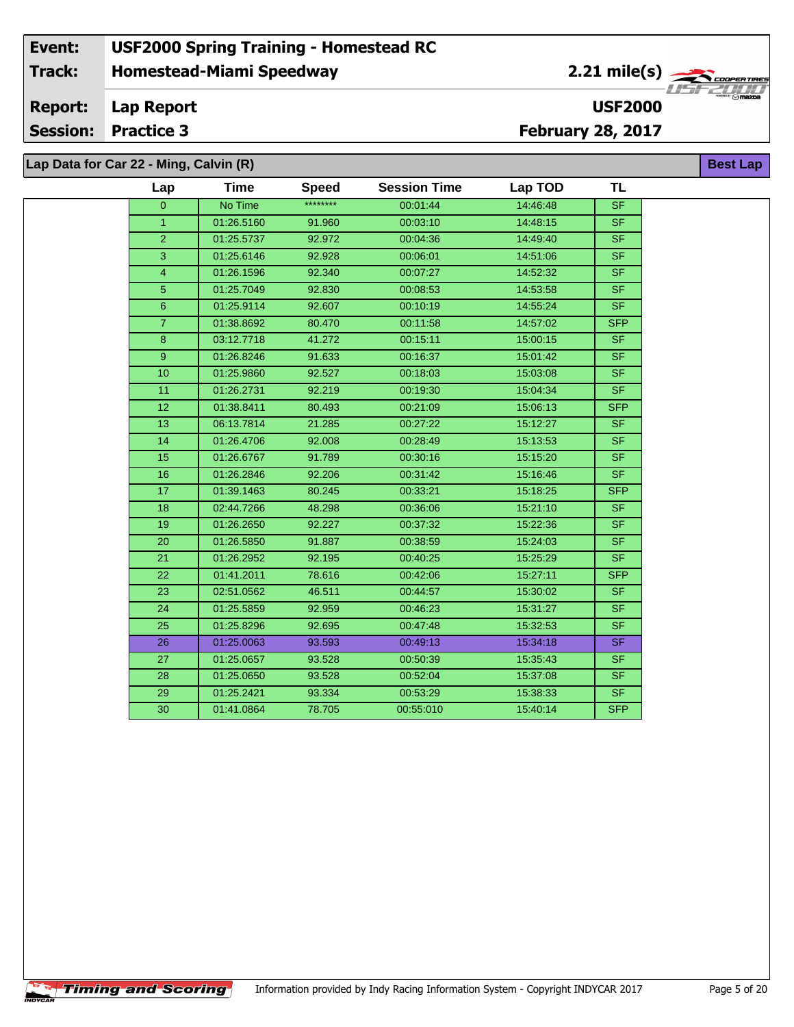| Event: | USF2000 Spring Training - Homestead RC | |
|---|---|---|
| Track: | Homestead-Miami Speedway | 2.21 mile(s) |
| Report: | Lap Report | USF2000 |
| Session: | Practice 3 | February 28, 2017 |

## Lap Data for Car 22 - Ming, Calvin (R)

**Best Lap**

| Lap | Time | Speed | Session Time | Lap TOD | TL |
|---|---|---|---|---|---|
| 0 | No Time | ******** | 00:01:44 | 14:46:48 | SF |
| 1 | 01:26.5160 | 91.960 | 00:03:10 | 14:48:15 | SF |
| 2 | 01:25.5737 | 92.972 | 00:04:36 | 14:49:40 | SF |
| 3 | 01:25.6146 | 92.928 | 00:06:01 | 14:51:06 | SF |
| 4 | 01:26.1596 | 92.340 | 00:07:27 | 14:52:32 | SF |
| 5 | 01:25.7049 | 92.830 | 00:08:53 | 14:53:58 | SF |
| 6 | 01:25.9114 | 92.607 | 00:10:19 | 14:55:24 | SF |
| 7 | 01:38.8692 | 80.470 | 00:11:58 | 14:57:02 | SFP |
| 8 | 03:12.7718 | 41.272 | 00:15:11 | 15:00:15 | SF |
| 9 | 01:26.8246 | 91.633 | 00:16:37 | 15:01:42 | SF |
| 10 | 01:25.9860 | 92.527 | 00:18:03 | 15:03:08 | SF |
| 11 | 01:26.2731 | 92.219 | 00:19:30 | 15:04:34 | SF |
| 12 | 01:38.8411 | 80.493 | 00:21:09 | 15:06:13 | SFP |
| 13 | 06:13.7814 | 21.285 | 00:27:22 | 15:12:27 | SF |
| 14 | 01:26.4706 | 92.008 | 00:28:49 | 15:13:53 | SF |
| 15 | 01:26.6767 | 91.789 | 00:30:16 | 15:15:20 | SF |
| 16 | 01:26.2846 | 92.206 | 00:31:42 | 15:16:46 | SF |
| 17 | 01:39.1463 | 80.245 | 00:33:21 | 15:18:25 | SFP |
| 18 | 02:44.7266 | 48.298 | 00:36:06 | 15:21:10 | SF |
| 19 | 01:26.2650 | 92.227 | 00:37:32 | 15:22:36 | SF |
| 20 | 01:26.5850 | 91.887 | 00:38:59 | 15:24:03 | SF |
| 21 | 01:26.2952 | 92.195 | 00:40:25 | 15:25:29 | SF |
| 22 | 01:41.2011 | 78.616 | 00:42:06 | 15:27:11 | SFP |
| 23 | 02:51.0562 | 46.511 | 00:44:57 | 15:30:02 | SF |
| 24 | 01:25.5859 | 92.959 | 00:46:23 | 15:31:27 | SF |
| 25 | 01:25.8296 | 92.695 | 00:47:48 | 15:32:53 | SF |
| 26 | 01:25.0063 | 93.593 | 00:49:13 | 15:34:18 | SF |
| 27 | 01:25.0657 | 93.528 | 00:50:39 | 15:35:43 | SF |
| 28 | 01:25.0650 | 93.528 | 00:52:04 | 15:37:08 | SF |
| 29 | 01:25.2421 | 93.334 | 00:53:29 | 15:38:33 | SF |
| 30 | 01:41.0864 | 78.705 | 00:55:010 | 15:40:14 | SFP |

Information provided by Indy Racing Information System - Copyright INDYCAR 2017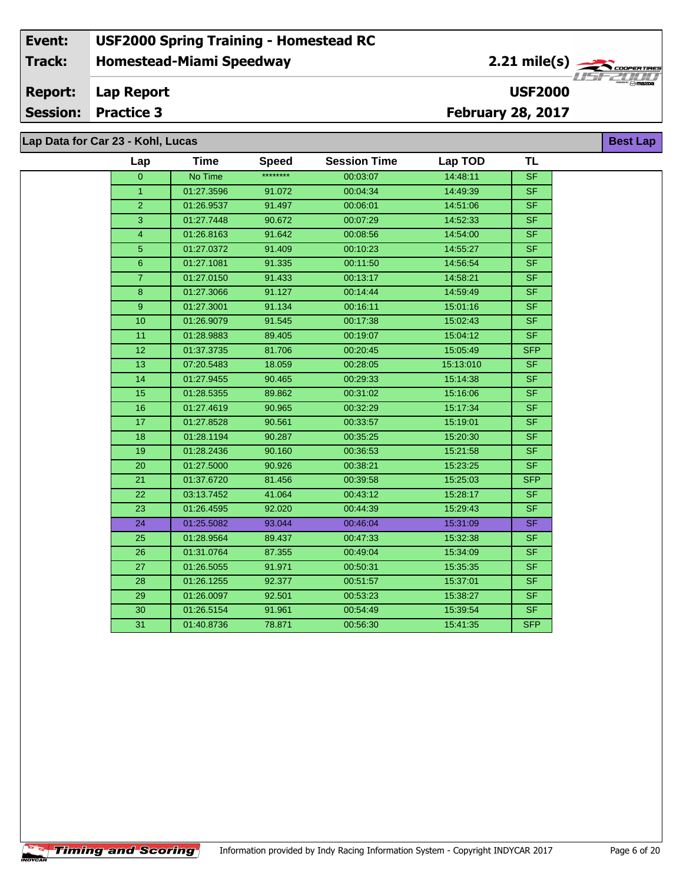| Event: | USF2000 Spring Training - Homestead RC | |
|---|---|---|
| Track: | Homestead-Miami Speedway | 2.21 mile(s) |
| Report: | Lap Report | USF2000 |
| Session: | Practice 3 | February 28, 2017 |

## Lap Data for Car 23 - Kohl, Lucas

**Best Lap**

| Lap | Time | Speed | Session Time | Lap TOD | TL |
|---|---|---|---|---|---|
| 0 | No Time | ******** | 00:03:07 | 14:48:11 | SF |
| 1 | 01:27.3596 | 91.072 | 00:04:34 | 14:49:39 | SF |
| 2 | 01:26.9537 | 91.497 | 00:06:01 | 14:51:06 | SF |
| 3 | 01:27.7448 | 90.672 | 00:07:29 | 14:52:33 | SF |
| 4 | 01:26.8163 | 91.642 | 00:08:56 | 14:54:00 | SF |
| 5 | 01:27.0372 | 91.409 | 00:10:23 | 14:55:27 | SF |
| 6 | 01:27.1081 | 91.335 | 00:11:50 | 14:56:54 | SF |
| 7 | 01:27.0150 | 91.433 | 00:13:17 | 14:58:21 | SF |
| 8 | 01:27.3066 | 91.127 | 00:14:44 | 14:59:49 | SF |
| 9 | 01:27.3001 | 91.134 | 00:16:11 | 15:01:16 | SF |
| 10 | 01:26.9079 | 91.545 | 00:17:38 | 15:02:43 | SF |
| 11 | 01:28.9883 | 89.405 | 00:19:07 | 15:04:12 | SF |
| 12 | 01:37.3735 | 81.706 | 00:20:45 | 15:05:49 | SFP |
| 13 | 07:20.5483 | 18.059 | 00:28:05 | 15:13:010 | SF |
| 14 | 01:27.9455 | 90.465 | 00:29:33 | 15:14:38 | SF |
| 15 | 01:28.5355 | 89.862 | 00:31:02 | 15:16:06 | SF |
| 16 | 01:27.4619 | 90.965 | 00:32:29 | 15:17:34 | SF |
| 17 | 01:27.8528 | 90.561 | 00:33:57 | 15:19:01 | SF |
| 18 | 01:28.1194 | 90.287 | 00:35:25 | 15:20:30 | SF |
| 19 | 01:28.2436 | 90.160 | 00:36:53 | 15:21:58 | SF |
| 20 | 01:27.5000 | 90.926 | 00:38:21 | 15:23:25 | SF |
| 21 | 01:37.6720 | 81.456 | 00:39:58 | 15:25:03 | SFP |
| 22 | 03:13.7452 | 41.064 | 00:43:12 | 15:28:17 | SF |
| 23 | 01:26.4595 | 92.020 | 00:44:39 | 15:29:43 | SF |
| 24 | 01:25.5082 | 93.044 | 00:46:04 | 15:31:09 | SF |
| 25 | 01:28.9564 | 89.437 | 00:47:33 | 15:32:38 | SF |
| 26 | 01:31.0764 | 87.355 | 00:49:04 | 15:34:09 | SF |
| 27 | 01:26.5055 | 91.971 | 00:50:31 | 15:35:35 | SF |
| 28 | 01:26.1255 | 92.377 | 00:51:57 | 15:37:01 | SF |
| 29 | 01:26.0097 | 92.501 | 00:53:23 | 15:38:27 | SF |
| 30 | 01:26.5154 | 91.961 | 00:54:49 | 15:39:54 | SF |
| 31 | 01:40.8736 | 78.871 | 00:56:30 | 15:41:35 | SFP |

Information provided by Indy Racing Information System - Copyright INDYCAR 2017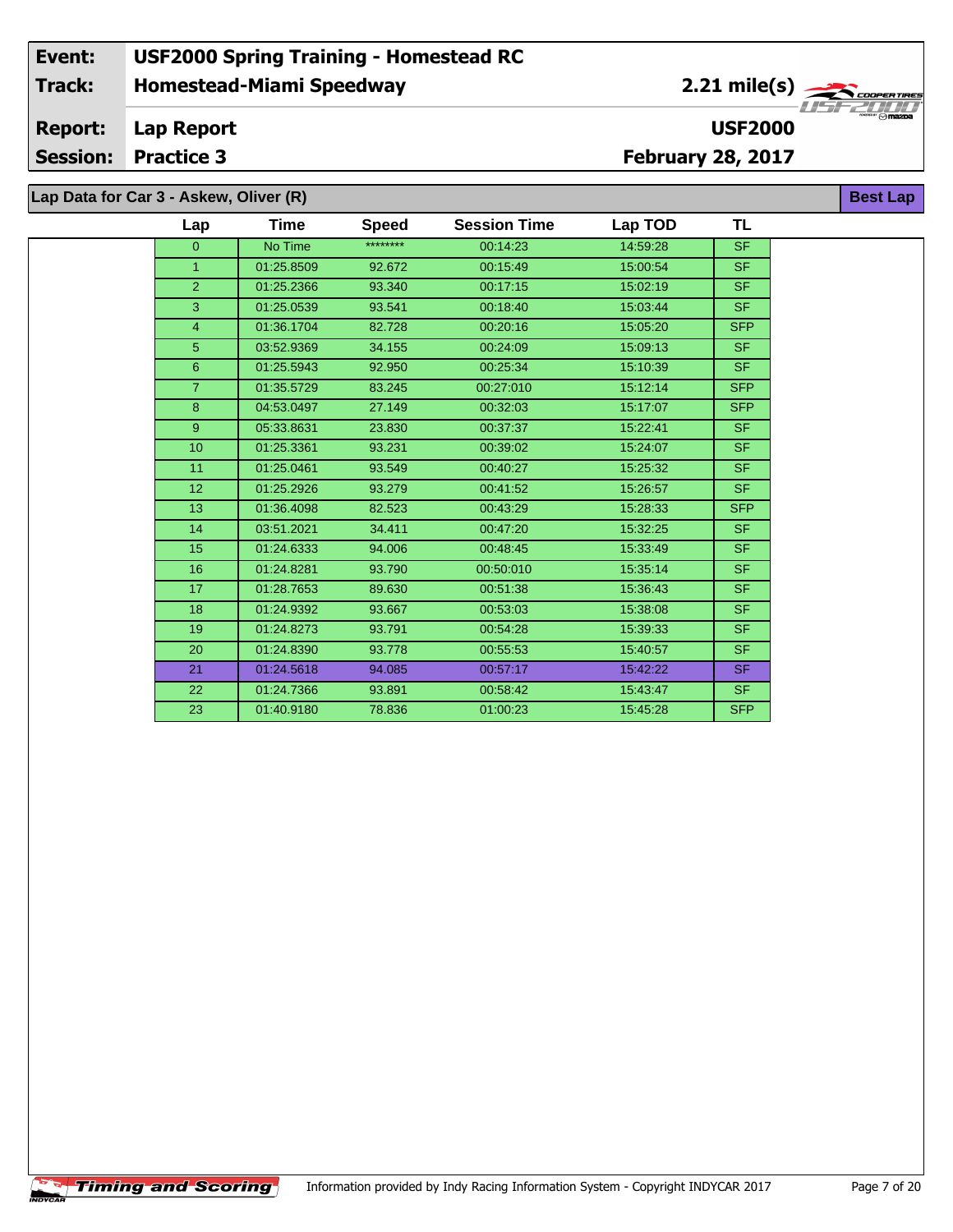| | |
|---|---|
| **Event:** | **USF2000 Spring Training - Homestead RC** |
| **Track:** | **Homestead-Miami Speedway** |
| **Report:** | **Lap Report** |
| **Session:** | **Practice 3** |

**2.21 mile(s)**

**USF2000**

**February 28, 2017**

## Lap Data for Car 3 - Askew, Oliver (R)

**Best Lap**

| Lap | Time | Speed | Session Time | Lap TOD | TL |
|---|---|---|---|---|---|
| 0 | No Time | ******** | 00:14:23 | 14:59:28 | SF |
| 1 | 01:25.8509 | 92.672 | 00:15:49 | 15:00:54 | SF |
| 2 | 01:25.2366 | 93.340 | 00:17:15 | 15:02:19 | SF |
| 3 | 01:25.0539 | 93.541 | 00:18:40 | 15:03:44 | SF |
| 4 | 01:36.1704 | 82.728 | 00:20:16 | 15:05:20 | SFP |
| 5 | 03:52.9369 | 34.155 | 00:24:09 | 15:09:13 | SF |
| 6 | 01:25.5943 | 92.950 | 00:25:34 | 15:10:39 | SF |
| 7 | 01:35.5729 | 83.245 | 00:27:010 | 15:12:14 | SFP |
| 8 | 04:53.0497 | 27.149 | 00:32:03 | 15:17:07 | SFP |
| 9 | 05:33.8631 | 23.830 | 00:37:37 | 15:22:41 | SF |
| 10 | 01:25.3361 | 93.231 | 00:39:02 | 15:24:07 | SF |
| 11 | 01:25.0461 | 93.549 | 00:40:27 | 15:25:32 | SF |
| 12 | 01:25.2926 | 93.279 | 00:41:52 | 15:26:57 | SF |
| 13 | 01:36.4098 | 82.523 | 00:43:29 | 15:28:33 | SFP |
| 14 | 03:51.2021 | 34.411 | 00:47:20 | 15:32:25 | SF |
| 15 | 01:24.6333 | 94.006 | 00:48:45 | 15:33:49 | SF |
| 16 | 01:24.8281 | 93.790 | 00:50:010 | 15:35:14 | SF |
| 17 | 01:28.7653 | 89.630 | 00:51:38 | 15:36:43 | SF |
| 18 | 01:24.9392 | 93.667 | 00:53:03 | 15:38:08 | SF |
| 19 | 01:24.8273 | 93.791 | 00:54:28 | 15:39:33 | SF |
| 20 | 01:24.8390 | 93.778 | 00:55:53 | 15:40:57 | SF |
| 21 | 01:24.5618 | 94.085 | 00:57:17 | 15:42:22 | SF |
| 22 | 01:24.7366 | 93.891 | 00:58:42 | 15:43:47 | SF |
| 23 | 01:40.9180 | 78.836 | 01:00:23 | 15:45:28 | SFP |

Information provided by Indy Racing Information System - Copyright INDYCAR 2017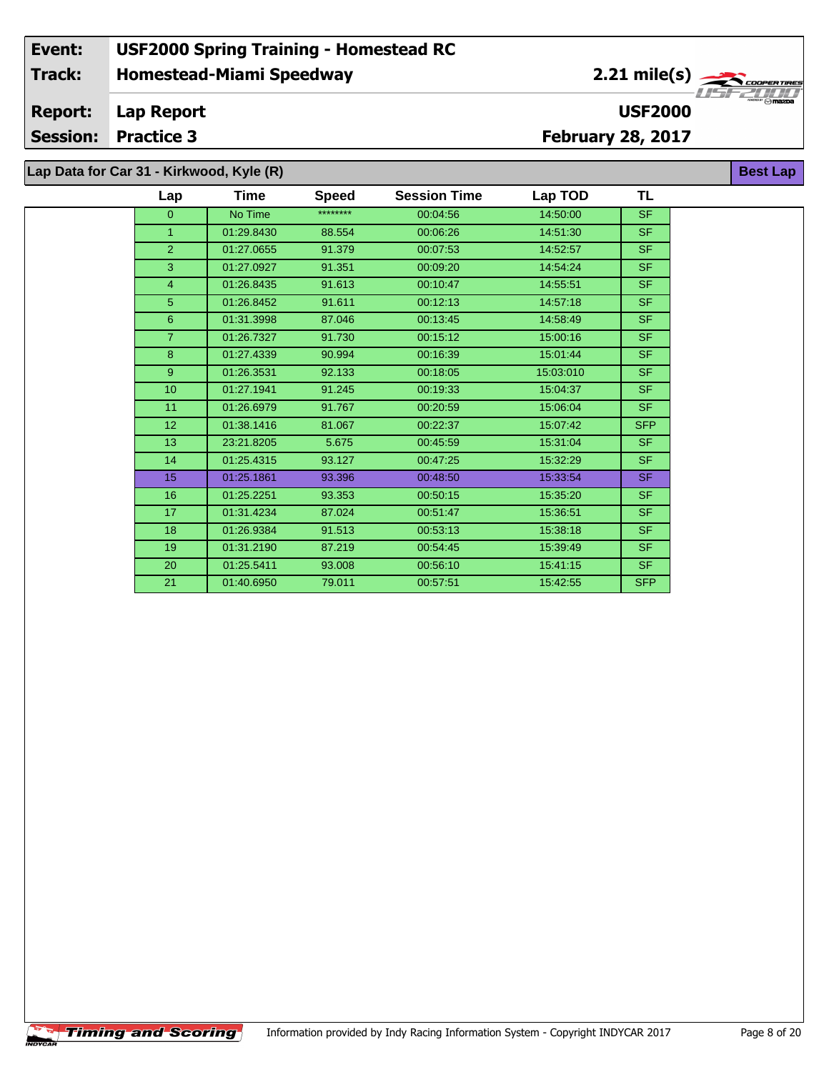| | |
|---|---|
| **Event:** | **USF2000 Spring Training - Homestead RC** |
| **Track:** | **Homestead-Miami Speedway** |
| **Report:** | **Lap Report** |
| **Session:** | **Practice 3** |

**2.21 mile(s)**

**USF2000**

**February 28, 2017**

## Lap Data for Car 31 - Kirkwood, Kyle (R)

**Best Lap**

| Lap | Time | Speed | Session Time | Lap TOD | TL |
|---|---|---|---|---|---|
| 0 | No Time | ******** | 00:04:56 | 14:50:00 | SF |
| 1 | 01:29.8430 | 88.554 | 00:06:26 | 14:51:30 | SF |
| 2 | 01:27.0655 | 91.379 | 00:07:53 | 14:52:57 | SF |
| 3 | 01:27.0927 | 91.351 | 00:09:20 | 14:54:24 | SF |
| 4 | 01:26.8435 | 91.613 | 00:10:47 | 14:55:51 | SF |
| 5 | 01:26.8452 | 91.611 | 00:12:13 | 14:57:18 | SF |
| 6 | 01:31.3998 | 87.046 | 00:13:45 | 14:58:49 | SF |
| 7 | 01:26.7327 | 91.730 | 00:15:12 | 15:00:16 | SF |
| 8 | 01:27.4339 | 90.994 | 00:16:39 | 15:01:44 | SF |
| 9 | 01:26.3531 | 92.133 | 00:18:05 | 15:03:010 | SF |
| 10 | 01:27.1941 | 91.245 | 00:19:33 | 15:04:37 | SF |
| 11 | 01:26.6979 | 91.767 | 00:20:59 | 15:06:04 | SF |
| 12 | 01:38.1416 | 81.067 | 00:22:37 | 15:07:42 | SFP |
| 13 | 23:21.8205 | 5.675 | 00:45:59 | 15:31:04 | SF |
| 14 | 01:25.4315 | 93.127 | 00:47:25 | 15:32:29 | SF |
| 15 | 01:25.1861 | 93.396 | 00:48:50 | 15:33:54 | SF |
| 16 | 01:25.2251 | 93.353 | 00:50:15 | 15:35:20 | SF |
| 17 | 01:31.4234 | 87.024 | 00:51:47 | 15:36:51 | SF |
| 18 | 01:26.9384 | 91.513 | 00:53:13 | 15:38:18 | SF |
| 19 | 01:31.2190 | 87.219 | 00:54:45 | 15:39:49 | SF |
| 20 | 01:25.5411 | 93.008 | 00:56:10 | 15:41:15 | SF |
| 21 | 01:40.6950 | 79.011 | 00:57:51 | 15:42:55 | SFP |

Information provided by Indy Racing Information System - Copyright INDYCAR 2017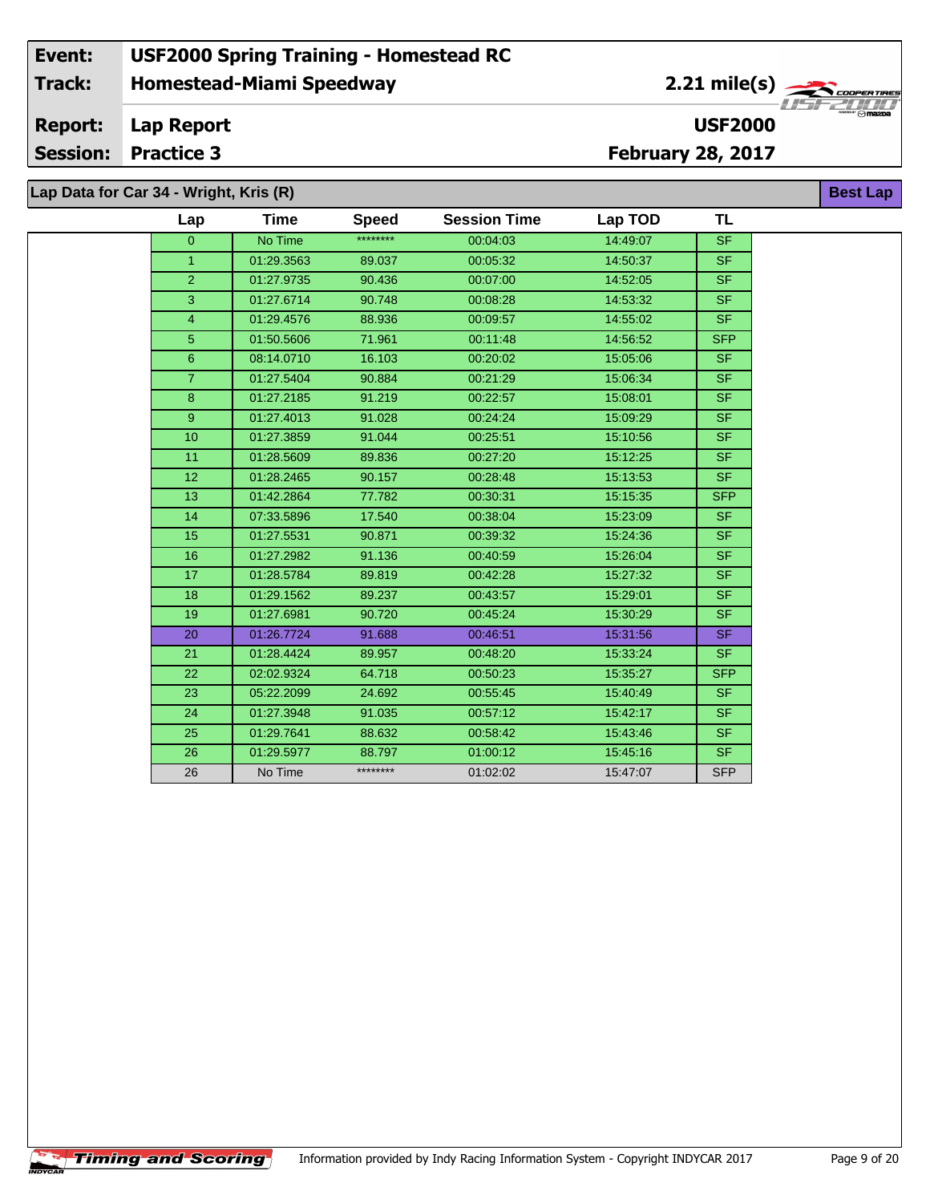| Event: | USF2000 Spring Training - Homestead RC | |
|---|---|---|
| Track: | Homestead-Miami Speedway | 2.21 mile(s) |
| Report: | Lap Report | USF2000 |
| Session: | Practice 3 | February 28, 2017 |

**Lap Data for Car 34 - Wright, Kris (R)** — **Best Lap**

| Lap | Time | Speed | Session Time | Lap TOD | TL |
|---|---|---|---|---|---|
| 0 | No Time | ******** | 00:04:03 | 14:49:07 | SF |
| 1 | 01:29.3563 | 89.037 | 00:05:32 | 14:50:37 | SF |
| 2 | 01:27.9735 | 90.436 | 00:07:00 | 14:52:05 | SF |
| 3 | 01:27.6714 | 90.748 | 00:08:28 | 14:53:32 | SF |
| 4 | 01:29.4576 | 88.936 | 00:09:57 | 14:55:02 | SF |
| 5 | 01:50.5606 | 71.961 | 00:11:48 | 14:56:52 | SFP |
| 6 | 08:14.0710 | 16.103 | 00:20:02 | 15:05:06 | SF |
| 7 | 01:27.5404 | 90.884 | 00:21:29 | 15:06:34 | SF |
| 8 | 01:27.2185 | 91.219 | 00:22:57 | 15:08:01 | SF |
| 9 | 01:27.4013 | 91.028 | 00:24:24 | 15:09:29 | SF |
| 10 | 01:27.3859 | 91.044 | 00:25:51 | 15:10:56 | SF |
| 11 | 01:28.5609 | 89.836 | 00:27:20 | 15:12:25 | SF |
| 12 | 01:28.2465 | 90.157 | 00:28:48 | 15:13:53 | SF |
| 13 | 01:42.2864 | 77.782 | 00:30:31 | 15:15:35 | SFP |
| 14 | 07:33.5896 | 17.540 | 00:38:04 | 15:23:09 | SF |
| 15 | 01:27.5531 | 90.871 | 00:39:32 | 15:24:36 | SF |
| 16 | 01:27.2982 | 91.136 | 00:40:59 | 15:26:04 | SF |
| 17 | 01:28.5784 | 89.819 | 00:42:28 | 15:27:32 | SF |
| 18 | 01:29.1562 | 89.237 | 00:43:57 | 15:29:01 | SF |
| 19 | 01:27.6981 | 90.720 | 00:45:24 | 15:30:29 | SF |
| 20 | 01:26.7724 | 91.688 | 00:46:51 | 15:31:56 | SF |
| 21 | 01:28.4424 | 89.957 | 00:48:20 | 15:33:24 | SF |
| 22 | 02:02.9324 | 64.718 | 00:50:23 | 15:35:27 | SFP |
| 23 | 05:22.2099 | 24.692 | 00:55:45 | 15:40:49 | SF |
| 24 | 01:27.3948 | 91.035 | 00:57:12 | 15:42:17 | SF |
| 25 | 01:29.7641 | 88.632 | 00:58:42 | 15:43:46 | SF |
| 26 | 01:29.5977 | 88.797 | 01:00:12 | 15:45:16 | SF |
| 26 | No Time | ******** | 01:02:02 | 15:47:07 | SFP |

Timing and Scoring — Information provided by Indy Racing Information System - Copyright INDYCAR 2017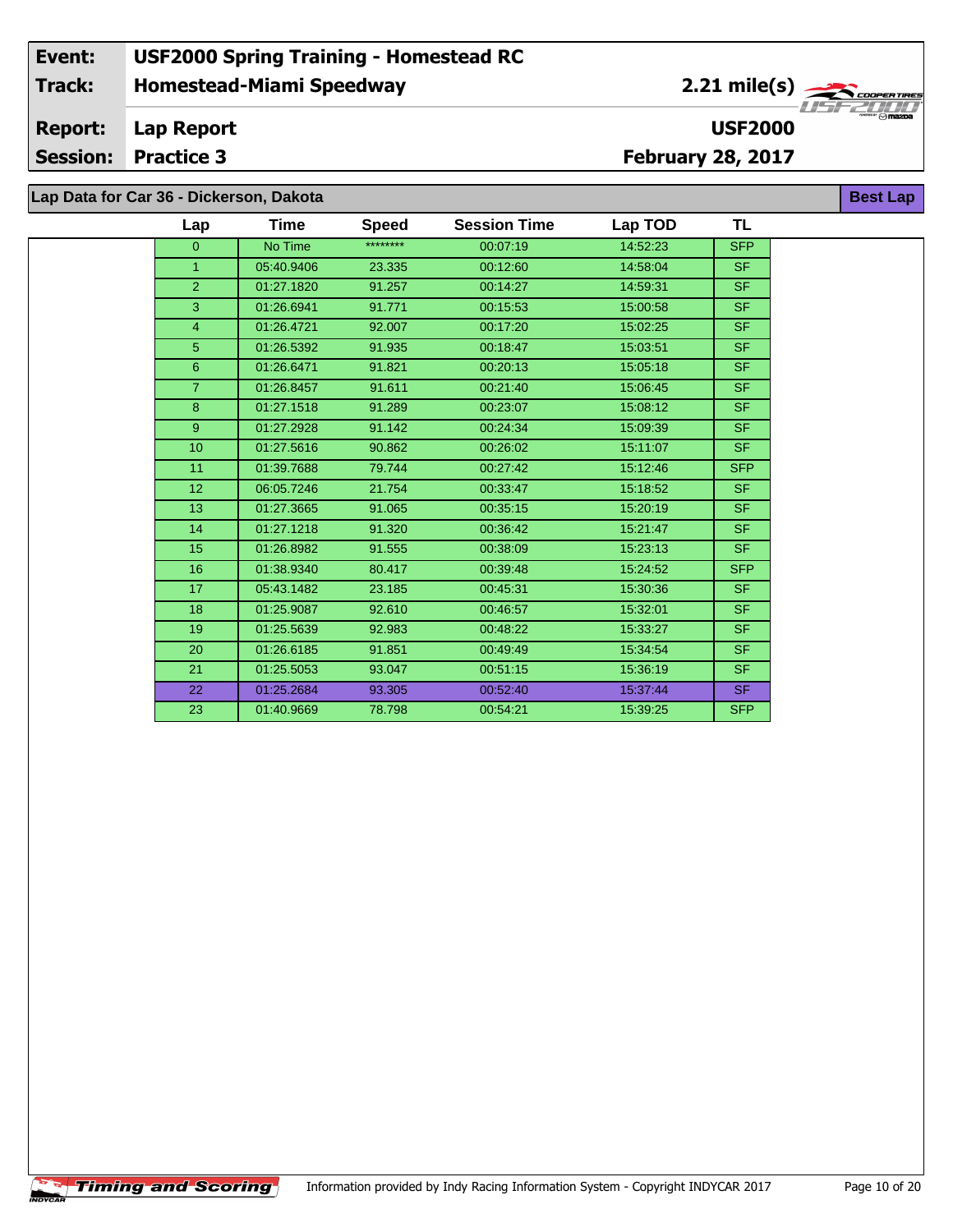| Event: | USF2000 Spring Training - Homestead RC |
|---|---|
| Track: | Homestead-Miami Speedway |
| Report: | Lap Report |
| Session: | Practice 3 |

2.21 mile(s)

**USF2000**

**February 28, 2017**

## Lap Data for Car 36 - Dickerson, Dakota

**Best Lap**

| Lap | Time | Speed | Session Time | Lap TOD | TL |
|---|---|---|---|---|---|
| 0 | No Time | ******** | 00:07:19 | 14:52:23 | SFP |
| 1 | 05:40.9406 | 23.335 | 00:12:60 | 14:58:04 | SF |
| 2 | 01:27.1820 | 91.257 | 00:14:27 | 14:59:31 | SF |
| 3 | 01:26.6941 | 91.771 | 00:15:53 | 15:00:58 | SF |
| 4 | 01:26.4721 | 92.007 | 00:17:20 | 15:02:25 | SF |
| 5 | 01:26.5392 | 91.935 | 00:18:47 | 15:03:51 | SF |
| 6 | 01:26.6471 | 91.821 | 00:20:13 | 15:05:18 | SF |
| 7 | 01:26.8457 | 91.611 | 00:21:40 | 15:06:45 | SF |
| 8 | 01:27.1518 | 91.289 | 00:23:07 | 15:08:12 | SF |
| 9 | 01:27.2928 | 91.142 | 00:24:34 | 15:09:39 | SF |
| 10 | 01:27.5616 | 90.862 | 00:26:02 | 15:11:07 | SF |
| 11 | 01:39.7688 | 79.744 | 00:27:42 | 15:12:46 | SFP |
| 12 | 06:05.7246 | 21.754 | 00:33:47 | 15:18:52 | SF |
| 13 | 01:27.3665 | 91.065 | 00:35:15 | 15:20:19 | SF |
| 14 | 01:27.1218 | 91.320 | 00:36:42 | 15:21:47 | SF |
| 15 | 01:26.8982 | 91.555 | 00:38:09 | 15:23:13 | SF |
| 16 | 01:38.9340 | 80.417 | 00:39:48 | 15:24:52 | SFP |
| 17 | 05:43.1482 | 23.185 | 00:45:31 | 15:30:36 | SF |
| 18 | 01:25.9087 | 92.610 | 00:46:57 | 15:32:01 | SF |
| 19 | 01:25.5639 | 92.983 | 00:48:22 | 15:33:27 | SF |
| 20 | 01:26.6185 | 91.851 | 00:49:49 | 15:34:54 | SF |
| 21 | 01:25.5053 | 93.047 | 00:51:15 | 15:36:19 | SF |
| 22 | 01:25.2684 | 93.305 | 00:52:40 | 15:37:44 | SF |
| 23 | 01:40.9669 | 78.798 | 00:54:21 | 15:39:25 | SFP |

Information provided by Indy Racing Information System - Copyright INDYCAR 2017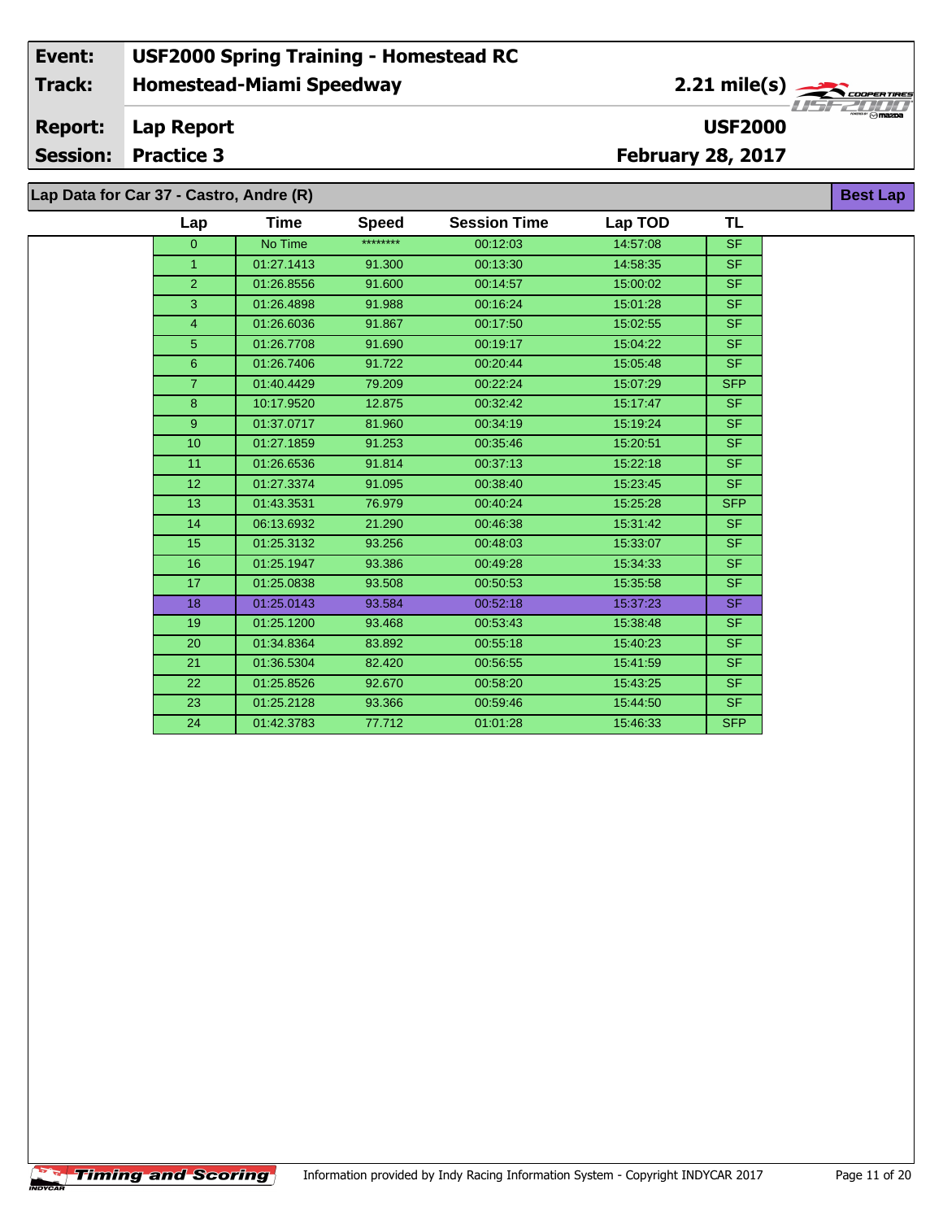| | |
|---|---|
| **Event:** | **USF2000 Spring Training - Homestead RC** |
| **Track:** | **Homestead-Miami Speedway** |
| **Report:** | **Lap Report** |
| **Session:** | **Practice 3** |

**2.21 mile(s)**

**USF2000**

**February 28, 2017**

## Lap Data for Car 37 - Castro, Andre (R)

**Best Lap**

| Lap | Time | Speed | Session Time | Lap TOD | TL |
|---|---|---|---|---|---|
| 0 | No Time | ******** | 00:12:03 | 14:57:08 | SF |
| 1 | 01:27.1413 | 91.300 | 00:13:30 | 14:58:35 | SF |
| 2 | 01:26.8556 | 91.600 | 00:14:57 | 15:00:02 | SF |
| 3 | 01:26.4898 | 91.988 | 00:16:24 | 15:01:28 | SF |
| 4 | 01:26.6036 | 91.867 | 00:17:50 | 15:02:55 | SF |
| 5 | 01:26.7708 | 91.690 | 00:19:17 | 15:04:22 | SF |
| 6 | 01:26.7406 | 91.722 | 00:20:44 | 15:05:48 | SF |
| 7 | 01:40.4429 | 79.209 | 00:22:24 | 15:07:29 | SFP |
| 8 | 10:17.9520 | 12.875 | 00:32:42 | 15:17:47 | SF |
| 9 | 01:37.0717 | 81.960 | 00:34:19 | 15:19:24 | SF |
| 10 | 01:27.1859 | 91.253 | 00:35:46 | 15:20:51 | SF |
| 11 | 01:26.6536 | 91.814 | 00:37:13 | 15:22:18 | SF |
| 12 | 01:27.3374 | 91.095 | 00:38:40 | 15:23:45 | SF |
| 13 | 01:43.3531 | 76.979 | 00:40:24 | 15:25:28 | SFP |
| 14 | 06:13.6932 | 21.290 | 00:46:38 | 15:31:42 | SF |
| 15 | 01:25.3132 | 93.256 | 00:48:03 | 15:33:07 | SF |
| 16 | 01:25.1947 | 93.386 | 00:49:28 | 15:34:33 | SF |
| 17 | 01:25.0838 | 93.508 | 00:50:53 | 15:35:58 | SF |
| 18 | 01:25.0143 | 93.584 | 00:52:18 | 15:37:23 | SF |
| 19 | 01:25.1200 | 93.468 | 00:53:43 | 15:38:48 | SF |
| 20 | 01:34.8364 | 83.892 | 00:55:18 | 15:40:23 | SF |
| 21 | 01:36.5304 | 82.420 | 00:56:55 | 15:41:59 | SF |
| 22 | 01:25.8526 | 92.670 | 00:58:20 | 15:43:25 | SF |
| 23 | 01:25.2128 | 93.366 | 00:59:46 | 15:44:50 | SF |
| 24 | 01:42.3783 | 77.712 | 01:01:28 | 15:46:33 | SFP |

Timing and Scoring — Information provided by Indy Racing Information System - Copyright INDYCAR 2017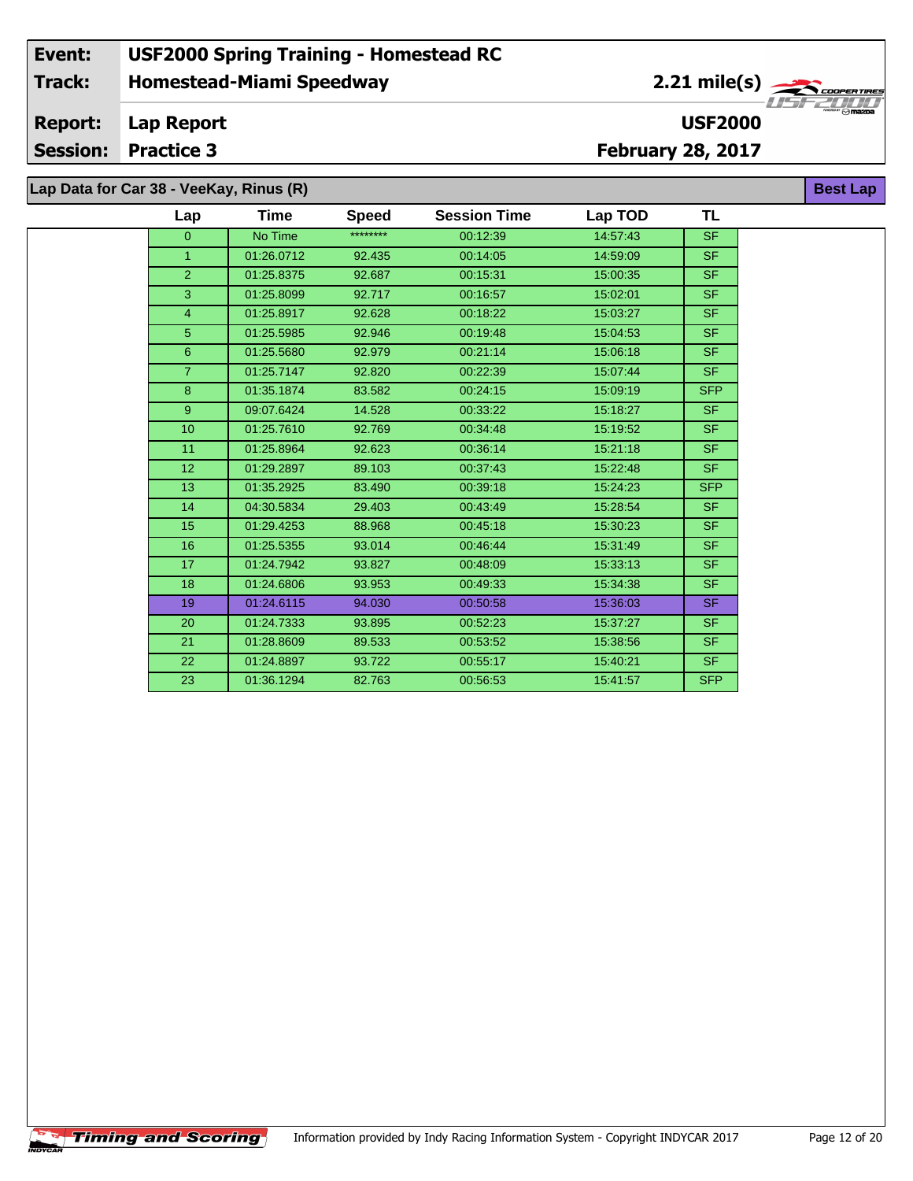| Event: | USF2000 Spring Training - Homestead RC | |
|---|---|---|
| Track: | Homestead-Miami Speedway | 2.21 mile(s) |
| Report: | Lap Report | USF2000 |
| Session: | Practice 3 | February 28, 2017 |

## Lap Data for Car 38 - VeeKay, Rinus (R)

**Best Lap**

| Lap | Time | Speed | Session Time | Lap TOD | TL |
|---|---|---|---|---|---|
| 0 | No Time | ******** | 00:12:39 | 14:57:43 | SF |
| 1 | 01:26.0712 | 92.435 | 00:14:05 | 14:59:09 | SF |
| 2 | 01:25.8375 | 92.687 | 00:15:31 | 15:00:35 | SF |
| 3 | 01:25.8099 | 92.717 | 00:16:57 | 15:02:01 | SF |
| 4 | 01:25.8917 | 92.628 | 00:18:22 | 15:03:27 | SF |
| 5 | 01:25.5985 | 92.946 | 00:19:48 | 15:04:53 | SF |
| 6 | 01:25.5680 | 92.979 | 00:21:14 | 15:06:18 | SF |
| 7 | 01:25.7147 | 92.820 | 00:22:39 | 15:07:44 | SF |
| 8 | 01:35.1874 | 83.582 | 00:24:15 | 15:09:19 | SFP |
| 9 | 09:07.6424 | 14.528 | 00:33:22 | 15:18:27 | SF |
| 10 | 01:25.7610 | 92.769 | 00:34:48 | 15:19:52 | SF |
| 11 | 01:25.8964 | 92.623 | 00:36:14 | 15:21:18 | SF |
| 12 | 01:29.2897 | 89.103 | 00:37:43 | 15:22:48 | SF |
| 13 | 01:35.2925 | 83.490 | 00:39:18 | 15:24:23 | SFP |
| 14 | 04:30.5834 | 29.403 | 00:43:49 | 15:28:54 | SF |
| 15 | 01:29.4253 | 88.968 | 00:45:18 | 15:30:23 | SF |
| 16 | 01:25.5355 | 93.014 | 00:46:44 | 15:31:49 | SF |
| 17 | 01:24.7942 | 93.827 | 00:48:09 | 15:33:13 | SF |
| 18 | 01:24.6806 | 93.953 | 00:49:33 | 15:34:38 | SF |
| 19 | 01:24.6115 | 94.030 | 00:50:58 | 15:36:03 | SF |
| 20 | 01:24.7333 | 93.895 | 00:52:23 | 15:37:27 | SF |
| 21 | 01:28.8609 | 89.533 | 00:53:52 | 15:38:56 | SF |
| 22 | 01:24.8897 | 93.722 | 00:55:17 | 15:40:21 | SF |
| 23 | 01:36.1294 | 82.763 | 00:56:53 | 15:41:57 | SFP |

Information provided by Indy Racing Information System - Copyright INDYCAR 2017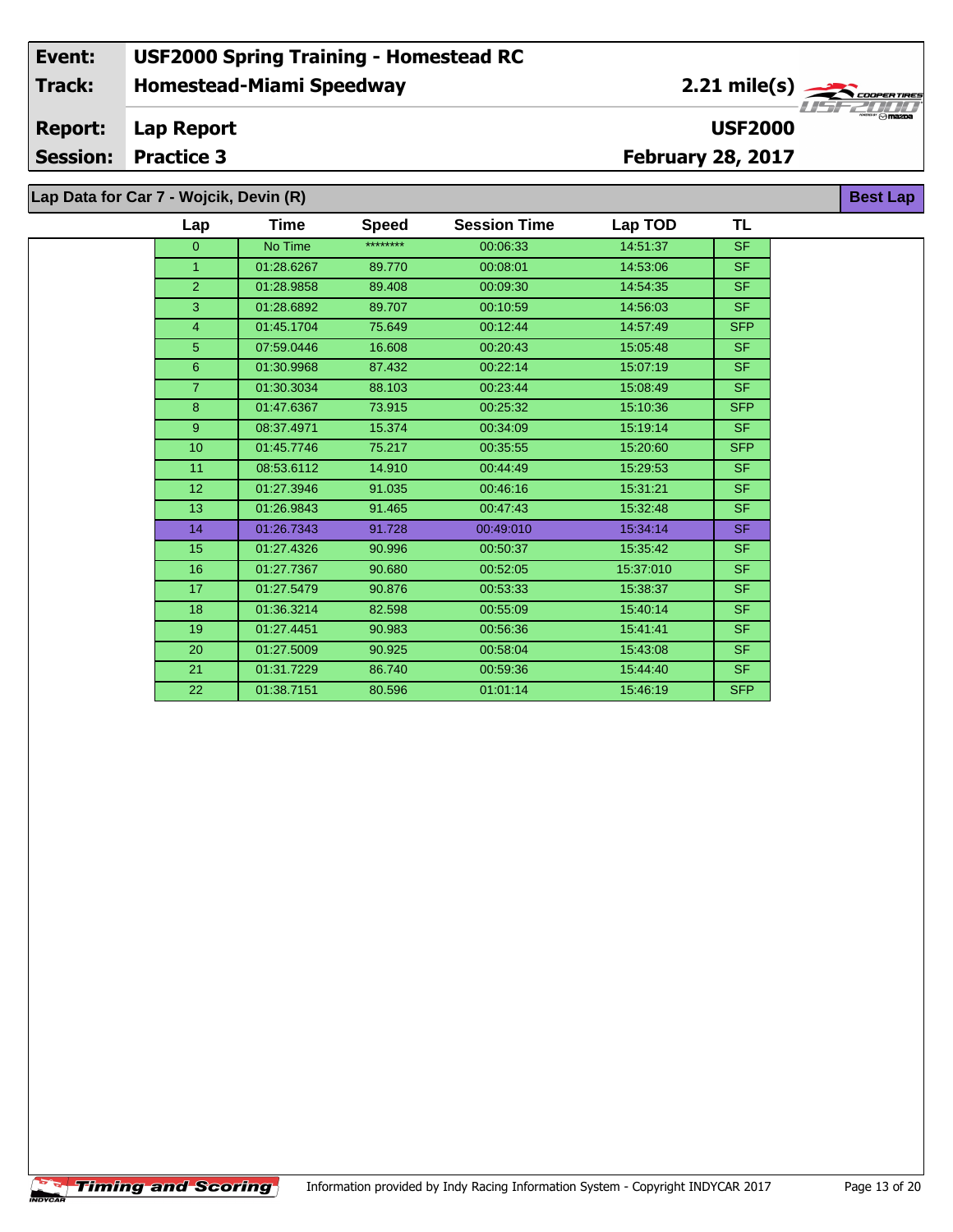| | |
|---|---|
| **Event:** | **USF2000 Spring Training - Homestead RC** |
| **Track:** | **Homestead-Miami Speedway** |
| **Report:** | **Lap Report** |
| **Session:** | **Practice 3** |

**2.21 mile(s)**

**USF2000**

**February 28, 2017**

## Lap Data for Car 7 - Wojcik, Devin (R)

**Best Lap**

| Lap | Time | Speed | Session Time | Lap TOD | TL |
|---|---|---|---|---|---|
| 0 | No Time | ******** | 00:06:33 | 14:51:37 | SF |
| 1 | 01:28.6267 | 89.770 | 00:08:01 | 14:53:06 | SF |
| 2 | 01:28.9858 | 89.408 | 00:09:30 | 14:54:35 | SF |
| 3 | 01:28.6892 | 89.707 | 00:10:59 | 14:56:03 | SF |
| 4 | 01:45.1704 | 75.649 | 00:12:44 | 14:57:49 | SFP |
| 5 | 07:59.0446 | 16.608 | 00:20:43 | 15:05:48 | SF |
| 6 | 01:30.9968 | 87.432 | 00:22:14 | 15:07:19 | SF |
| 7 | 01:30.3034 | 88.103 | 00:23:44 | 15:08:49 | SF |
| 8 | 01:47.6367 | 73.915 | 00:25:32 | 15:10:36 | SFP |
| 9 | 08:37.4971 | 15.374 | 00:34:09 | 15:19:14 | SF |
| 10 | 01:45.7746 | 75.217 | 00:35:55 | 15:20:60 | SFP |
| 11 | 08:53.6112 | 14.910 | 00:44:49 | 15:29:53 | SF |
| 12 | 01:27.3946 | 91.035 | 00:46:16 | 15:31:21 | SF |
| 13 | 01:26.9843 | 91.465 | 00:47:43 | 15:32:48 | SF |
| 14 | 01:26.7343 | 91.728 | 00:49:010 | 15:34:14 | SF |
| 15 | 01:27.4326 | 90.996 | 00:50:37 | 15:35:42 | SF |
| 16 | 01:27.7367 | 90.680 | 00:52:05 | 15:37:010 | SF |
| 17 | 01:27.5479 | 90.876 | 00:53:33 | 15:38:37 | SF |
| 18 | 01:36.3214 | 82.598 | 00:55:09 | 15:40:14 | SF |
| 19 | 01:27.4451 | 90.983 | 00:56:36 | 15:41:41 | SF |
| 20 | 01:27.5009 | 90.925 | 00:58:04 | 15:43:08 | SF |
| 21 | 01:31.7229 | 86.740 | 00:59:36 | 15:44:40 | SF |
| 22 | 01:38.7151 | 80.596 | 01:01:14 | 15:46:19 | SFP |

Information provided by Indy Racing Information System - Copyright INDYCAR 2017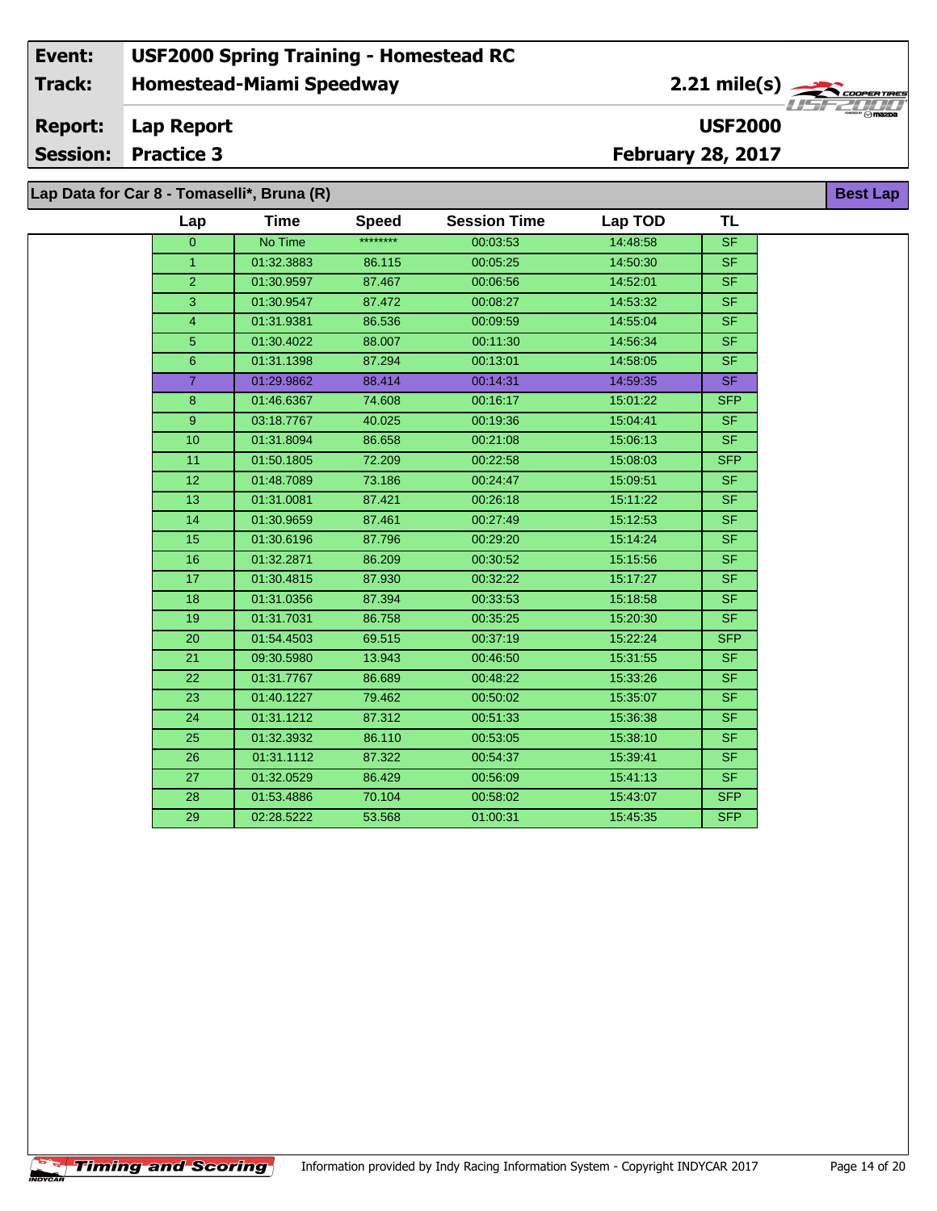| Event: | USF2000 Spring Training - Homestead RC | |
|---|---|---|
| Track: | Homestead-Miami Speedway | 2.21 mile(s) |
| Report: | Lap Report | USF2000 |
| Session: | Practice 3 | February 28, 2017 |

## Lap Data for Car 8 - Tomaselli*, Bruna (R)

**Best Lap**

| Lap | Time | Speed | Session Time | Lap TOD | TL |
|---|---|---|---|---|---|
| 0 | No Time | ******** | 00:03:53 | 14:48:58 | SF |
| 1 | 01:32.3883 | 86.115 | 00:05:25 | 14:50:30 | SF |
| 2 | 01:30.9597 | 87.467 | 00:06:56 | 14:52:01 | SF |
| 3 | 01:30.9547 | 87.472 | 00:08:27 | 14:53:32 | SF |
| 4 | 01:31.9381 | 86.536 | 00:09:59 | 14:55:04 | SF |
| 5 | 01:30.4022 | 88.007 | 00:11:30 | 14:56:34 | SF |
| 6 | 01:31.1398 | 87.294 | 00:13:01 | 14:58:05 | SF |
| 7 | 01:29.9862 | 88.414 | 00:14:31 | 14:59:35 | SF |
| 8 | 01:46.6367 | 74.608 | 00:16:17 | 15:01:22 | SFP |
| 9 | 03:18.7767 | 40.025 | 00:19:36 | 15:04:41 | SF |
| 10 | 01:31.8094 | 86.658 | 00:21:08 | 15:06:13 | SF |
| 11 | 01:50.1805 | 72.209 | 00:22:58 | 15:08:03 | SFP |
| 12 | 01:48.7089 | 73.186 | 00:24:47 | 15:09:51 | SF |
| 13 | 01:31.0081 | 87.421 | 00:26:18 | 15:11:22 | SF |
| 14 | 01:30.9659 | 87.461 | 00:27:49 | 15:12:53 | SF |
| 15 | 01:30.6196 | 87.796 | 00:29:20 | 15:14:24 | SF |
| 16 | 01:32.2871 | 86.209 | 00:30:52 | 15:15:56 | SF |
| 17 | 01:30.4815 | 87.930 | 00:32:22 | 15:17:27 | SF |
| 18 | 01:31.0356 | 87.394 | 00:33:53 | 15:18:58 | SF |
| 19 | 01:31.7031 | 86.758 | 00:35:25 | 15:20:30 | SF |
| 20 | 01:54.4503 | 69.515 | 00:37:19 | 15:22:24 | SFP |
| 21 | 09:30.5980 | 13.943 | 00:46:50 | 15:31:55 | SF |
| 22 | 01:31.7767 | 86.689 | 00:48:22 | 15:33:26 | SF |
| 23 | 01:40.1227 | 79.462 | 00:50:02 | 15:35:07 | SF |
| 24 | 01:31.1212 | 87.312 | 00:51:33 | 15:36:38 | SF |
| 25 | 01:32.3932 | 86.110 | 00:53:05 | 15:38:10 | SF |
| 26 | 01:31.1112 | 87.322 | 00:54:37 | 15:39:41 | SF |
| 27 | 01:32.0529 | 86.429 | 00:56:09 | 15:41:13 | SF |
| 28 | 01:53.4886 | 70.104 | 00:58:02 | 15:43:07 | SFP |
| 29 | 02:28.5222 | 53.568 | 01:00:31 | 15:45:35 | SFP |

Information provided by Indy Racing Information System - Copyright INDYCAR 2017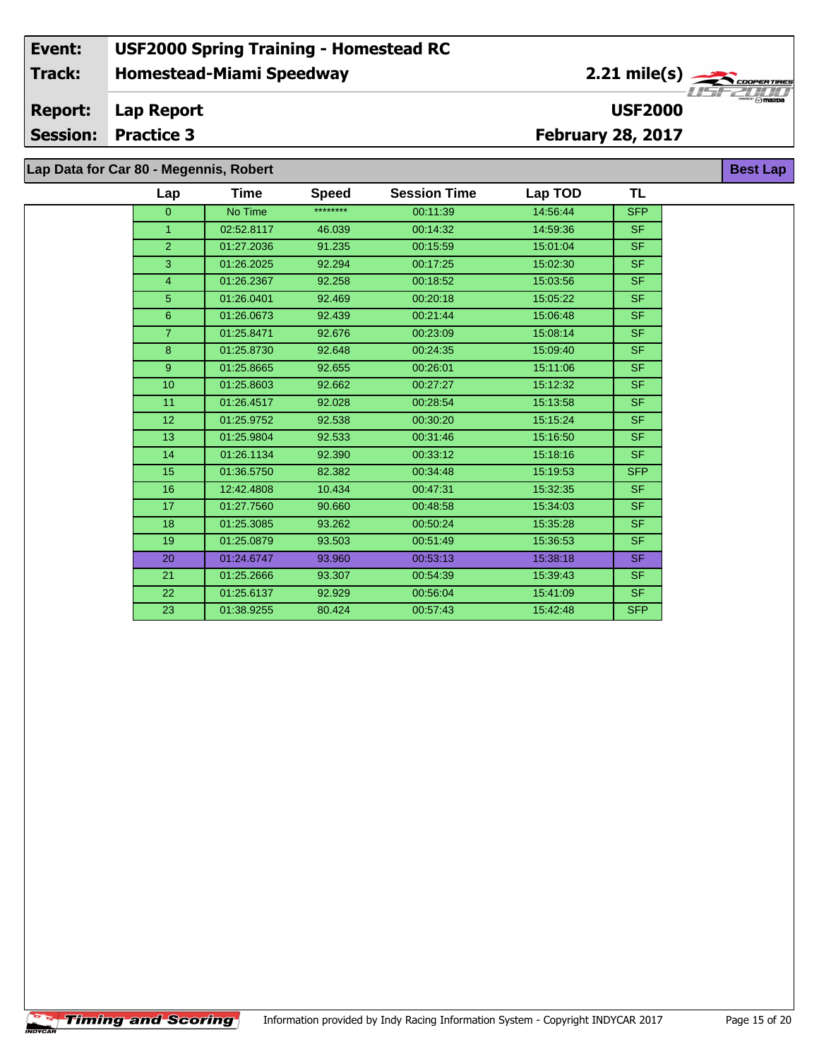| Event: | USF2000 Spring Training - Homestead RC | |
|---|---|---|
| Track: | Homestead-Miami Speedway | 2.21 mile(s) |
| Report: | Lap Report | USF2000 |
| Session: | Practice 3 | February 28, 2017 |

## Lap Data for Car 80 - Megennis, Robert

**Best Lap**

| Lap | Time | Speed | Session Time | Lap TOD | TL |
|---|---|---|---|---|---|
| 0 | No Time | ******** | 00:11:39 | 14:56:44 | SFP |
| 1 | 02:52.8117 | 46.039 | 00:14:32 | 14:59:36 | SF |
| 2 | 01:27.2036 | 91.235 | 00:15:59 | 15:01:04 | SF |
| 3 | 01:26.2025 | 92.294 | 00:17:25 | 15:02:30 | SF |
| 4 | 01:26.2367 | 92.258 | 00:18:52 | 15:03:56 | SF |
| 5 | 01:26.0401 | 92.469 | 00:20:18 | 15:05:22 | SF |
| 6 | 01:26.0673 | 92.439 | 00:21:44 | 15:06:48 | SF |
| 7 | 01:25.8471 | 92.676 | 00:23:09 | 15:08:14 | SF |
| 8 | 01:25.8730 | 92.648 | 00:24:35 | 15:09:40 | SF |
| 9 | 01:25.8665 | 92.655 | 00:26:01 | 15:11:06 | SF |
| 10 | 01:25.8603 | 92.662 | 00:27:27 | 15:12:32 | SF |
| 11 | 01:26.4517 | 92.028 | 00:28:54 | 15:13:58 | SF |
| 12 | 01:25.9752 | 92.538 | 00:30:20 | 15:15:24 | SF |
| 13 | 01:25.9804 | 92.533 | 00:31:46 | 15:16:50 | SF |
| 14 | 01:26.1134 | 92.390 | 00:33:12 | 15:18:16 | SF |
| 15 | 01:36.5750 | 82.382 | 00:34:48 | 15:19:53 | SFP |
| 16 | 12:42.4808 | 10.434 | 00:47:31 | 15:32:35 | SF |
| 17 | 01:27.7560 | 90.660 | 00:48:58 | 15:34:03 | SF |
| 18 | 01:25.3085 | 93.262 | 00:50:24 | 15:35:28 | SF |
| 19 | 01:25.0879 | 93.503 | 00:51:49 | 15:36:53 | SF |
| 20 | 01:24.6747 | 93.960 | 00:53:13 | 15:38:18 | SF |
| 21 | 01:25.2666 | 93.307 | 00:54:39 | 15:39:43 | SF |
| 22 | 01:25.6137 | 92.929 | 00:56:04 | 15:41:09 | SF |
| 23 | 01:38.9255 | 80.424 | 00:57:43 | 15:42:48 | SFP |

Information provided by Indy Racing Information System - Copyright INDYCAR 2017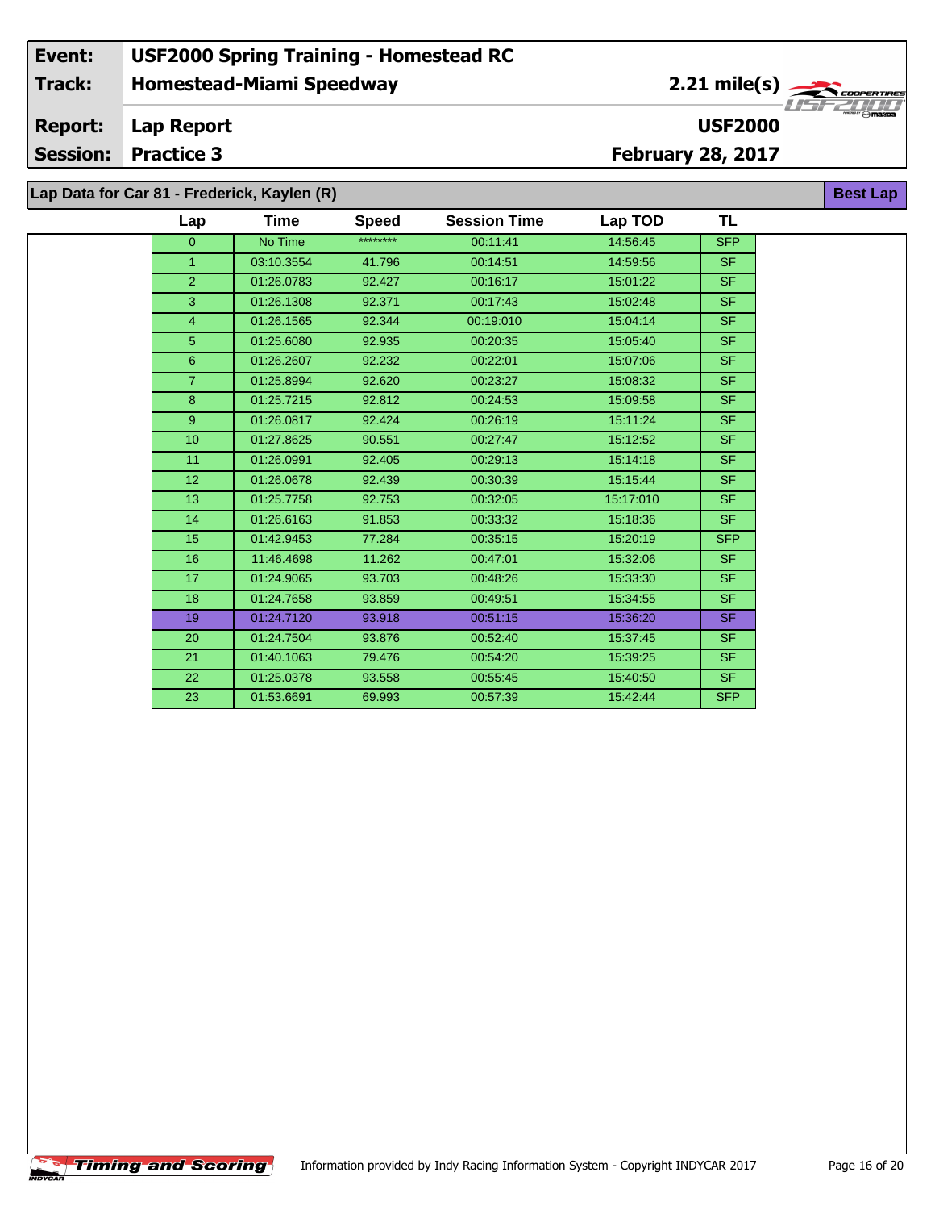| Event: | USF2000 Spring Training - Homestead RC | |
|---|---|---|
| Track: | Homestead-Miami Speedway | 2.21 mile(s) |
| Report: | Lap Report | USF2000 |
| Session: | Practice 3 | February 28, 2017 |

## Lap Data for Car 81 - Frederick, Kaylen (R)

**Best Lap**

| Lap | Time | Speed | Session Time | Lap TOD | TL |
|---|---|---|---|---|---|
| 0 | No Time | ******** | 00:11:41 | 14:56:45 | SFP |
| 1 | 03:10.3554 | 41.796 | 00:14:51 | 14:59:56 | SF |
| 2 | 01:26.0783 | 92.427 | 00:16:17 | 15:01:22 | SF |
| 3 | 01:26.1308 | 92.371 | 00:17:43 | 15:02:48 | SF |
| 4 | 01:26.1565 | 92.344 | 00:19:010 | 15:04:14 | SF |
| 5 | 01:25.6080 | 92.935 | 00:20:35 | 15:05:40 | SF |
| 6 | 01:26.2607 | 92.232 | 00:22:01 | 15:07:06 | SF |
| 7 | 01:25.8994 | 92.620 | 00:23:27 | 15:08:32 | SF |
| 8 | 01:25.7215 | 92.812 | 00:24:53 | 15:09:58 | SF |
| 9 | 01:26.0817 | 92.424 | 00:26:19 | 15:11:24 | SF |
| 10 | 01:27.8625 | 90.551 | 00:27:47 | 15:12:52 | SF |
| 11 | 01:26.0991 | 92.405 | 00:29:13 | 15:14:18 | SF |
| 12 | 01:26.0678 | 92.439 | 00:30:39 | 15:15:44 | SF |
| 13 | 01:25.7758 | 92.753 | 00:32:05 | 15:17:010 | SF |
| 14 | 01:26.6163 | 91.853 | 00:33:32 | 15:18:36 | SF |
| 15 | 01:42.9453 | 77.284 | 00:35:15 | 15:20:19 | SFP |
| 16 | 11:46.4698 | 11.262 | 00:47:01 | 15:32:06 | SF |
| 17 | 01:24.9065 | 93.703 | 00:48:26 | 15:33:30 | SF |
| 18 | 01:24.7658 | 93.859 | 00:49:51 | 15:34:55 | SF |
| 19 | 01:24.7120 | 93.918 | 00:51:15 | 15:36:20 | SF |
| 20 | 01:24.7504 | 93.876 | 00:52:40 | 15:37:45 | SF |
| 21 | 01:40.1063 | 79.476 | 00:54:20 | 15:39:25 | SF |
| 22 | 01:25.0378 | 93.558 | 00:55:45 | 15:40:50 | SF |
| 23 | 01:53.6691 | 69.993 | 00:57:39 | 15:42:44 | SFP |

Information provided by Indy Racing Information System - Copyright INDYCAR 2017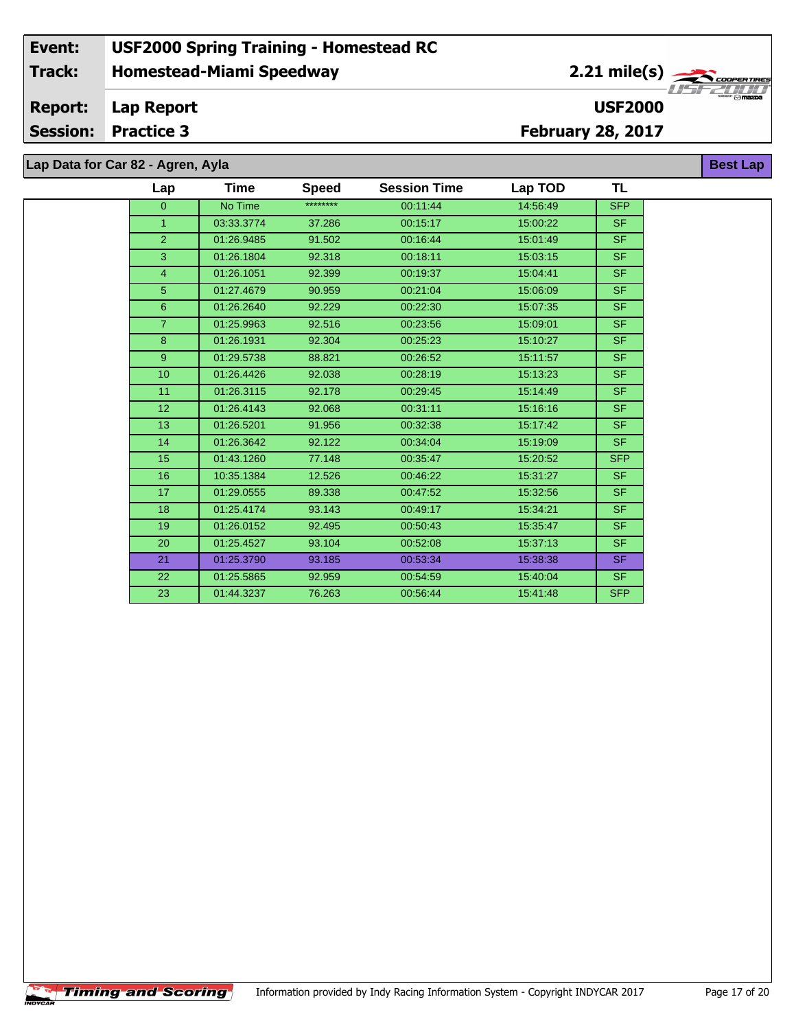| Event: | USF2000 Spring Training - Homestead RC | |
|---|---|---|
| Track: | Homestead-Miami Speedway | 2.21 mile(s) |
| Report: | Lap Report | USF2000 |
| Session: | Practice 3 | February 28, 2017 |

## Lap Data for Car 82 - Agren, Ayla

**Best Lap**

| Lap | Time | Speed | Session Time | Lap TOD | TL |
|---|---|---|---|---|---|
| 0 | No Time | ******** | 00:11:44 | 14:56:49 | SFP |
| 1 | 03:33.3774 | 37.286 | 00:15:17 | 15:00:22 | SF |
| 2 | 01:26.9485 | 91.502 | 00:16:44 | 15:01:49 | SF |
| 3 | 01:26.1804 | 92.318 | 00:18:11 | 15:03:15 | SF |
| 4 | 01:26.1051 | 92.399 | 00:19:37 | 15:04:41 | SF |
| 5 | 01:27.4679 | 90.959 | 00:21:04 | 15:06:09 | SF |
| 6 | 01:26.2640 | 92.229 | 00:22:30 | 15:07:35 | SF |
| 7 | 01:25.9963 | 92.516 | 00:23:56 | 15:09:01 | SF |
| 8 | 01:26.1931 | 92.304 | 00:25:23 | 15:10:27 | SF |
| 9 | 01:29.5738 | 88.821 | 00:26:52 | 15:11:57 | SF |
| 10 | 01:26.4426 | 92.038 | 00:28:19 | 15:13:23 | SF |
| 11 | 01:26.3115 | 92.178 | 00:29:45 | 15:14:49 | SF |
| 12 | 01:26.4143 | 92.068 | 00:31:11 | 15:16:16 | SF |
| 13 | 01:26.5201 | 91.956 | 00:32:38 | 15:17:42 | SF |
| 14 | 01:26.3642 | 92.122 | 00:34:04 | 15:19:09 | SF |
| 15 | 01:43.1260 | 77.148 | 00:35:47 | 15:20:52 | SFP |
| 16 | 10:35.1384 | 12.526 | 00:46:22 | 15:31:27 | SF |
| 17 | 01:29.0555 | 89.338 | 00:47:52 | 15:32:56 | SF |
| 18 | 01:25.4174 | 93.143 | 00:49:17 | 15:34:21 | SF |
| 19 | 01:26.0152 | 92.495 | 00:50:43 | 15:35:47 | SF |
| 20 | 01:25.4527 | 93.104 | 00:52:08 | 15:37:13 | SF |
| 21 | 01:25.3790 | 93.185 | 00:53:34 | 15:38:38 | SF |
| 22 | 01:25.5865 | 92.959 | 00:54:59 | 15:40:04 | SF |
| 23 | 01:44.3237 | 76.263 | 00:56:44 | 15:41:48 | SFP |

Timing and Scoring

Information provided by Indy Racing Information System - Copyright INDYCAR 2017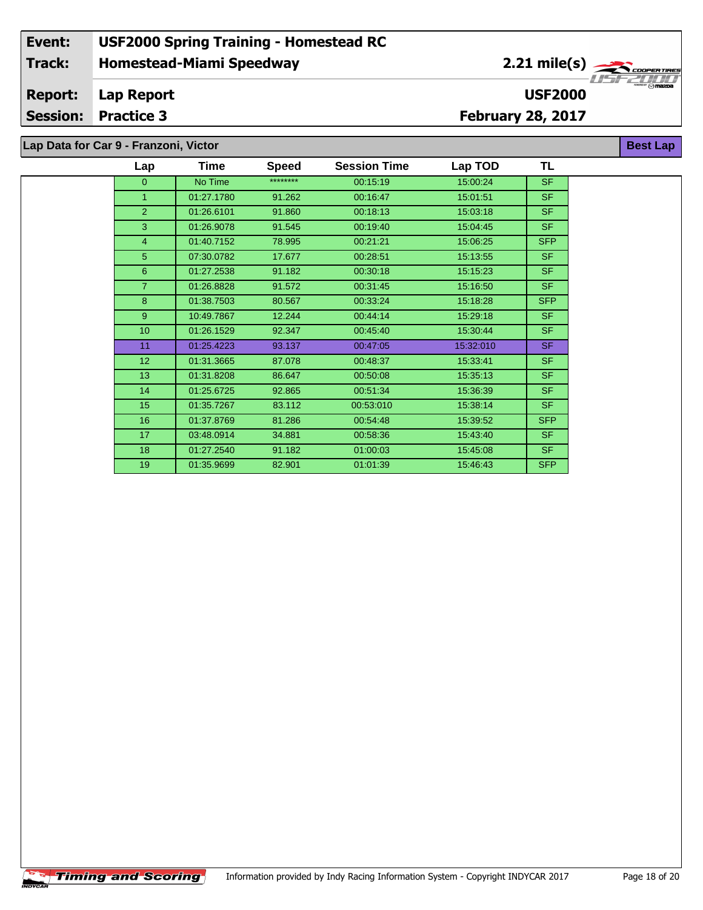| Event: | USF2000 Spring Training - Homestead RC | |
|---|---|---|
| Track: | Homestead-Miami Speedway | 2.21 mile(s) |
| Report: | Lap Report | USF2000 |
| Session: | Practice 3 | February 28, 2017 |

## Lap Data for Car 9 - Franzoni, Victor

**Best Lap**

| Lap | Time | Speed | Session Time | Lap TOD | TL |
|---|---|---|---|---|---|
| 0 | No Time | ******** | 00:15:19 | 15:00:24 | SF |
| 1 | 01:27.1780 | 91.262 | 00:16:47 | 15:01:51 | SF |
| 2 | 01:26.6101 | 91.860 | 00:18:13 | 15:03:18 | SF |
| 3 | 01:26.9078 | 91.545 | 00:19:40 | 15:04:45 | SF |
| 4 | 01:40.7152 | 78.995 | 00:21:21 | 15:06:25 | SFP |
| 5 | 07:30.0782 | 17.677 | 00:28:51 | 15:13:55 | SF |
| 6 | 01:27.2538 | 91.182 | 00:30:18 | 15:15:23 | SF |
| 7 | 01:26.8828 | 91.572 | 00:31:45 | 15:16:50 | SF |
| 8 | 01:38.7503 | 80.567 | 00:33:24 | 15:18:28 | SFP |
| 9 | 10:49.7867 | 12.244 | 00:44:14 | 15:29:18 | SF |
| 10 | 01:26.1529 | 92.347 | 00:45:40 | 15:30:44 | SF |
| 11 | 01:25.4223 | 93.137 | 00:47:05 | 15:32:010 | SF |
| 12 | 01:31.3665 | 87.078 | 00:48:37 | 15:33:41 | SF |
| 13 | 01:31.8208 | 86.647 | 00:50:08 | 15:35:13 | SF |
| 14 | 01:25.6725 | 92.865 | 00:51:34 | 15:36:39 | SF |
| 15 | 01:35.7267 | 83.112 | 00:53:010 | 15:38:14 | SF |
| 16 | 01:37.8769 | 81.286 | 00:54:48 | 15:39:52 | SFP |
| 17 | 03:48.0914 | 34.881 | 00:58:36 | 15:43:40 | SF |
| 18 | 01:27.2540 | 91.182 | 01:00:03 | 15:45:08 | SF |
| 19 | 01:35.9699 | 82.901 | 01:01:39 | 15:46:43 | SFP |

Information provided by Indy Racing Information System - Copyright INDYCAR 2017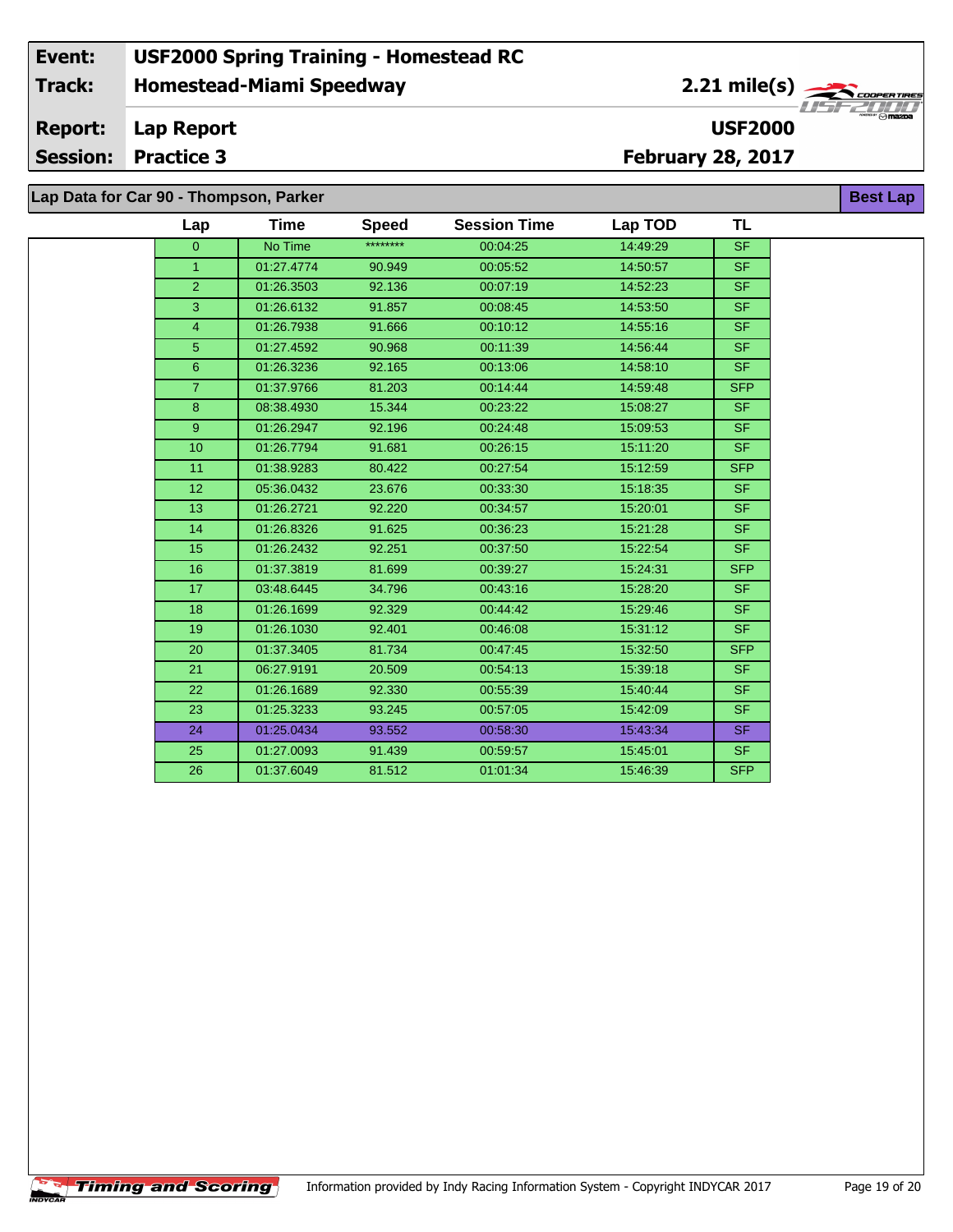| | |
|---|---|
| **Event:** | **USF2000 Spring Training - Homestead RC** |
| **Track:** | **Homestead-Miami Speedway** — **2.21 mile(s)** |
| **Report:** | **Lap Report** — **USF2000** |
| **Session:** | **Practice 3** — **February 28, 2017** |

## Lap Data for Car 90 - Thompson, Parker

**Best Lap**

| Lap | Time | Speed | Session Time | Lap TOD | TL |
|---|---|---|---|---|---|
| 0 | No Time | ******** | 00:04:25 | 14:49:29 | SF |
| 1 | 01:27.4774 | 90.949 | 00:05:52 | 14:50:57 | SF |
| 2 | 01:26.3503 | 92.136 | 00:07:19 | 14:52:23 | SF |
| 3 | 01:26.6132 | 91.857 | 00:08:45 | 14:53:50 | SF |
| 4 | 01:26.7938 | 91.666 | 00:10:12 | 14:55:16 | SF |
| 5 | 01:27.4592 | 90.968 | 00:11:39 | 14:56:44 | SF |
| 6 | 01:26.3236 | 92.165 | 00:13:06 | 14:58:10 | SF |
| 7 | 01:37.9766 | 81.203 | 00:14:44 | 14:59:48 | SFP |
| 8 | 08:38.4930 | 15.344 | 00:23:22 | 15:08:27 | SF |
| 9 | 01:26.2947 | 92.196 | 00:24:48 | 15:09:53 | SF |
| 10 | 01:26.7794 | 91.681 | 00:26:15 | 15:11:20 | SF |
| 11 | 01:38.9283 | 80.422 | 00:27:54 | 15:12:59 | SFP |
| 12 | 05:36.0432 | 23.676 | 00:33:30 | 15:18:35 | SF |
| 13 | 01:26.2721 | 92.220 | 00:34:57 | 15:20:01 | SF |
| 14 | 01:26.8326 | 91.625 | 00:36:23 | 15:21:28 | SF |
| 15 | 01:26.2432 | 92.251 | 00:37:50 | 15:22:54 | SF |
| 16 | 01:37.3819 | 81.699 | 00:39:27 | 15:24:31 | SFP |
| 17 | 03:48.6445 | 34.796 | 00:43:16 | 15:28:20 | SF |
| 18 | 01:26.1699 | 92.329 | 00:44:42 | 15:29:46 | SF |
| 19 | 01:26.1030 | 92.401 | 00:46:08 | 15:31:12 | SF |
| 20 | 01:37.3405 | 81.734 | 00:47:45 | 15:32:50 | SFP |
| 21 | 06:27.9191 | 20.509 | 00:54:13 | 15:39:18 | SF |
| 22 | 01:26.1689 | 92.330 | 00:55:39 | 15:40:44 | SF |
| 23 | 01:25.3233 | 93.245 | 00:57:05 | 15:42:09 | SF |
| 24 | 01:25.0434 | 93.552 | 00:58:30 | 15:43:34 | SF |
| 25 | 01:27.0093 | 91.439 | 00:59:57 | 15:45:01 | SF |
| 26 | 01:37.6049 | 81.512 | 01:01:34 | 15:46:39 | SFP |

Information provided by Indy Racing Information System - Copyright INDYCAR 2017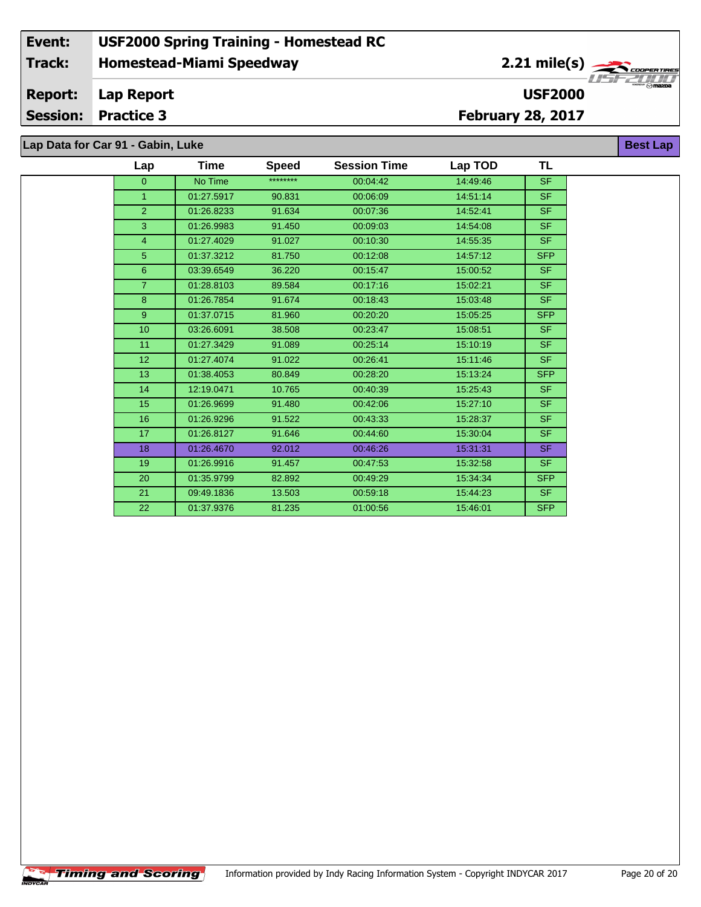| | |
|---|---|
| **Event:** | **USF2000 Spring Training - Homestead RC** |
| **Track:** | **Homestead-Miami Speedway** |
| **Report:** | **Lap Report** |
| **Session:** | **Practice 3** |

**2.21 mile(s)**

**USF2000**

**February 28, 2017**

## Lap Data for Car 91 - Gabin, Luke

**Best Lap**

| Lap | Time | Speed | Session Time | Lap TOD | TL |
|---|---|---|---|---|---|
| 0 | No Time | ******** | 00:04:42 | 14:49:46 | SF |
| 1 | 01:27.5917 | 90.831 | 00:06:09 | 14:51:14 | SF |
| 2 | 01:26.8233 | 91.634 | 00:07:36 | 14:52:41 | SF |
| 3 | 01:26.9983 | 91.450 | 00:09:03 | 14:54:08 | SF |
| 4 | 01:27.4029 | 91.027 | 00:10:30 | 14:55:35 | SF |
| 5 | 01:37.3212 | 81.750 | 00:12:08 | 14:57:12 | SFP |
| 6 | 03:39.6549 | 36.220 | 00:15:47 | 15:00:52 | SF |
| 7 | 01:28.8103 | 89.584 | 00:17:16 | 15:02:21 | SF |
| 8 | 01:26.7854 | 91.674 | 00:18:43 | 15:03:48 | SF |
| 9 | 01:37.0715 | 81.960 | 00:20:20 | 15:05:25 | SFP |
| 10 | 03:26.6091 | 38.508 | 00:23:47 | 15:08:51 | SF |
| 11 | 01:27.3429 | 91.089 | 00:25:14 | 15:10:19 | SF |
| 12 | 01:27.4074 | 91.022 | 00:26:41 | 15:11:46 | SF |
| 13 | 01:38.4053 | 80.849 | 00:28:20 | 15:13:24 | SFP |
| 14 | 12:19.0471 | 10.765 | 00:40:39 | 15:25:43 | SF |
| 15 | 01:26.9699 | 91.480 | 00:42:06 | 15:27:10 | SF |
| 16 | 01:26.9296 | 91.522 | 00:43:33 | 15:28:37 | SF |
| 17 | 01:26.8127 | 91.646 | 00:44:60 | 15:30:04 | SF |
| 18 | 01:26.4670 | 92.012 | 00:46:26 | 15:31:31 | SF |
| 19 | 01:26.9916 | 91.457 | 00:47:53 | 15:32:58 | SF |
| 20 | 01:35.9799 | 82.892 | 00:49:29 | 15:34:34 | SFP |
| 21 | 09:49.1836 | 13.503 | 00:59:18 | 15:44:23 | SF |
| 22 | 01:37.9376 | 81.235 | 01:00:56 | 15:46:01 | SFP |

Information provided by Indy Racing Information System - Copyright INDYCAR 2017